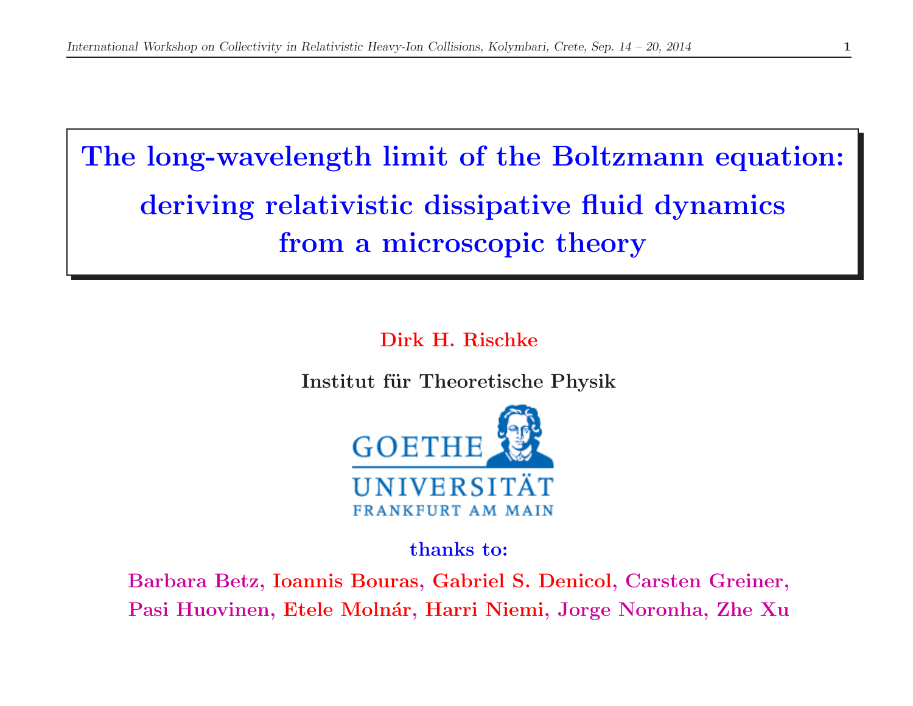# The long-wavelength limit of the Boltzmann equation: deriving relativistic dissipative fluid dynamics from a microscopic theory

**Dirk H. Rischke**

**Institut für Theoretische Physik**

GOETHE UNIVERSITÄT FRANKFURT AM MAIN

**thanks to:**

**Barbara Betz, Ioannis Bouras, Gabriel S. Denicol, Carsten Greiner, Pasi Huovinen, Etele Molnár, Harri Niemi, Jorge Noronha, Zhe Xu**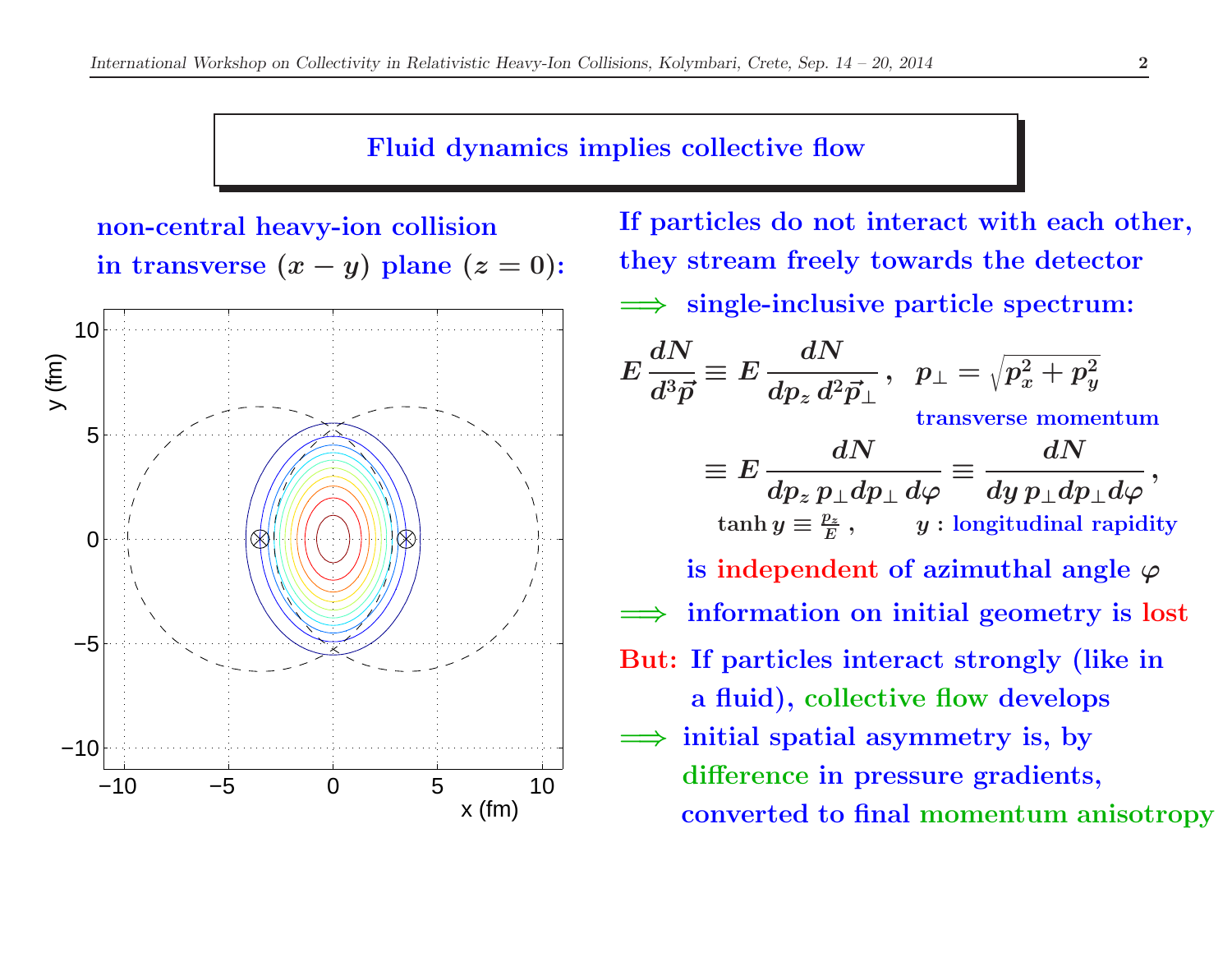## Fluid dynamics implies collective flow

**non-central heavy-ion collision in transverse ($x - y$) plane ($z = 0$):**

**If particles do not interact with each other, they stream freely towards the detector**

$\Longrightarrow$ **single-inclusive particle spectrum:**

$$E\,\frac{dN}{d^3\vec{p}} \equiv E\,\frac{dN}{dp_z\,d^2\vec{p}_\perp}\,, \quad p_\perp = \sqrt{p_x^2 + p_y^2}$$

**transverse momentum**

$$\equiv E\,\frac{dN}{dp_z\,p_\perp dp_\perp\,d\varphi} \equiv \frac{dN}{dy\,p_\perp dp_\perp d\varphi}\,,$$

$\tanh y \equiv \frac{p_z}{E}$ , $\quad$ $y$ : longitudinal rapidity

**is independent of azimuthal angle $\varphi$**

$\Longrightarrow$ **information on initial geometry is lost**

**But: If particles interact strongly (like in a fluid), collective flow develops**

$\Longrightarrow$ **initial spatial asymmetry is, by difference in pressure gradients, converted to final momentum anisotropy**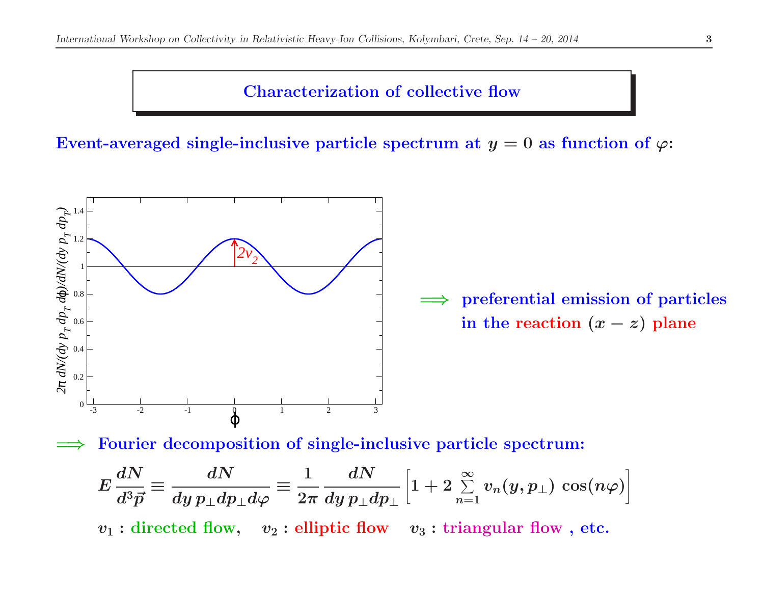## Characterization of collective flow

**Event-averaged single-inclusive particle spectrum at $y = 0$ as function of $\varphi$:**

$\Longrightarrow$ **preferential emission of particles in the reaction $(x-z)$ plane**

$\Longrightarrow$ **Fourier decomposition of single-inclusive particle spectrum:**

$$E\,\frac{dN}{d^3\vec{p}} \equiv \frac{dN}{dy\,p_\perp dp_\perp d\varphi} \equiv \frac{1}{2\pi}\,\frac{dN}{dy\,p_\perp dp_\perp}\left[1 + 2\sum_{n=1}^{\infty} v_n(y,p_\perp)\,\cos(n\varphi)\right]$$

$v_1$ : **directed flow**, $v_2$ : **elliptic flow** $v_3$ : **triangular flow** , **etc.**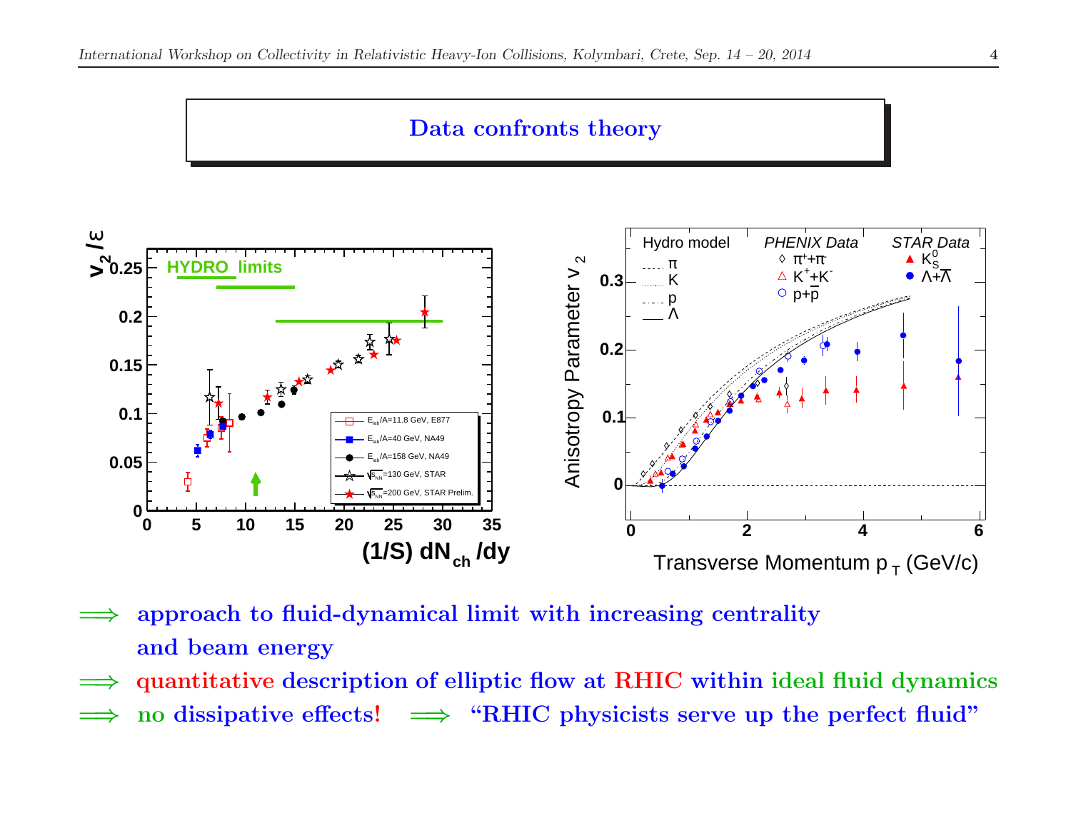# Data confronts theory

$\Longrightarrow$ approach to fluid-dynamical limit with increasing centrality and beam energy

$\Longrightarrow$ quantitative description of elliptic flow at RHIC within ideal fluid dynamics

$\Longrightarrow$ no dissipative effects! $\Longrightarrow$ "RHIC physicists serve up the perfect fluid"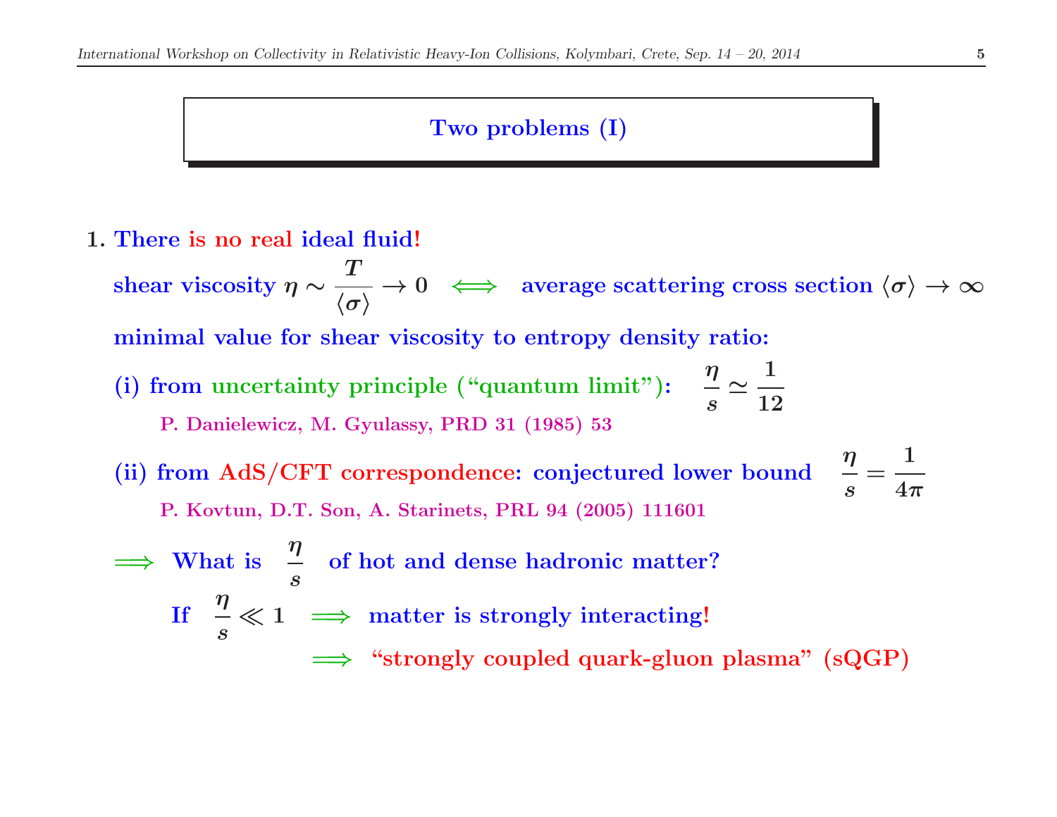## Two problems (I)

1. **There is no real ideal fluid!**

   **shear viscosity** $\eta \sim \dfrac{T}{\langle \sigma \rangle} \to 0 \quad \Longleftrightarrow \quad$ **average scattering cross section** $\langle \sigma \rangle \to \infty$

   **minimal value for shear viscosity to entropy density ratio:**

   **(i) from uncertainty principle ("quantum limit"):** $\quad \dfrac{\eta}{s} \simeq \dfrac{1}{12}$

   P. Danielewicz, M. Gyulassy, PRD 31 (1985) 53

   **(ii) from AdS/CFT correspondence: conjectured lower bound** $\quad \dfrac{\eta}{s} = \dfrac{1}{4\pi}$

   P. Kovtun, D.T. Son, A. Starinets, PRL 94 (2005) 111601

   $\Longrightarrow$ **What is** $\dfrac{\eta}{s}$ **of hot and dense hadronic matter?**

   **If** $\dfrac{\eta}{s} \ll 1 \quad \Longrightarrow$ **matter is strongly interacting!**

   $\Longrightarrow$ **"strongly coupled quark-gluon plasma" (sQGP)**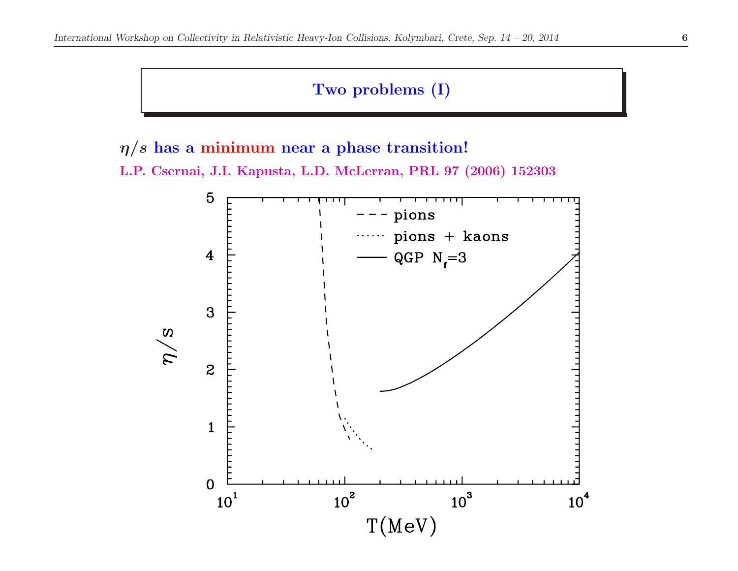## Two problems (I)

$\eta/s$ **has a minimum near a phase transition!**

**L.P. Csernai, J.I. Kapusta, L.D. McLerran, PRL 97 (2006) 152303**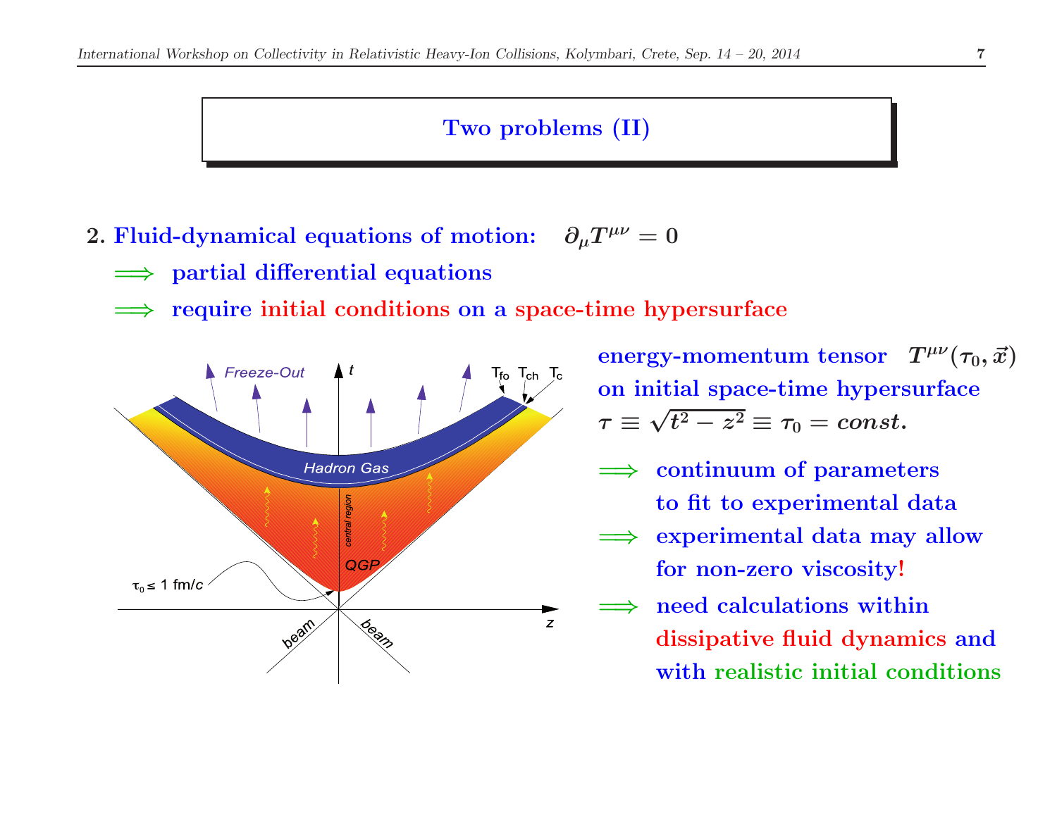## Two problems (II)

**2. Fluid-dynamical equations of motion:** $\partial_\mu T^{\mu\nu} = 0$

$\Longrightarrow$ partial differential equations

$\Longrightarrow$ require initial conditions on a space-time hypersurface

energy-momentum tensor $T^{\mu\nu}(\tau_0, \vec{x})$ on initial space-time hypersurface $\tau \equiv \sqrt{t^2 - z^2} \equiv \tau_0 = const.$

$\Longrightarrow$ continuum of parameters to fit to experimental data

$\Longrightarrow$ experimental data may allow for non-zero viscosity!

$\Longrightarrow$ need calculations within dissipative fluid dynamics and with realistic initial conditions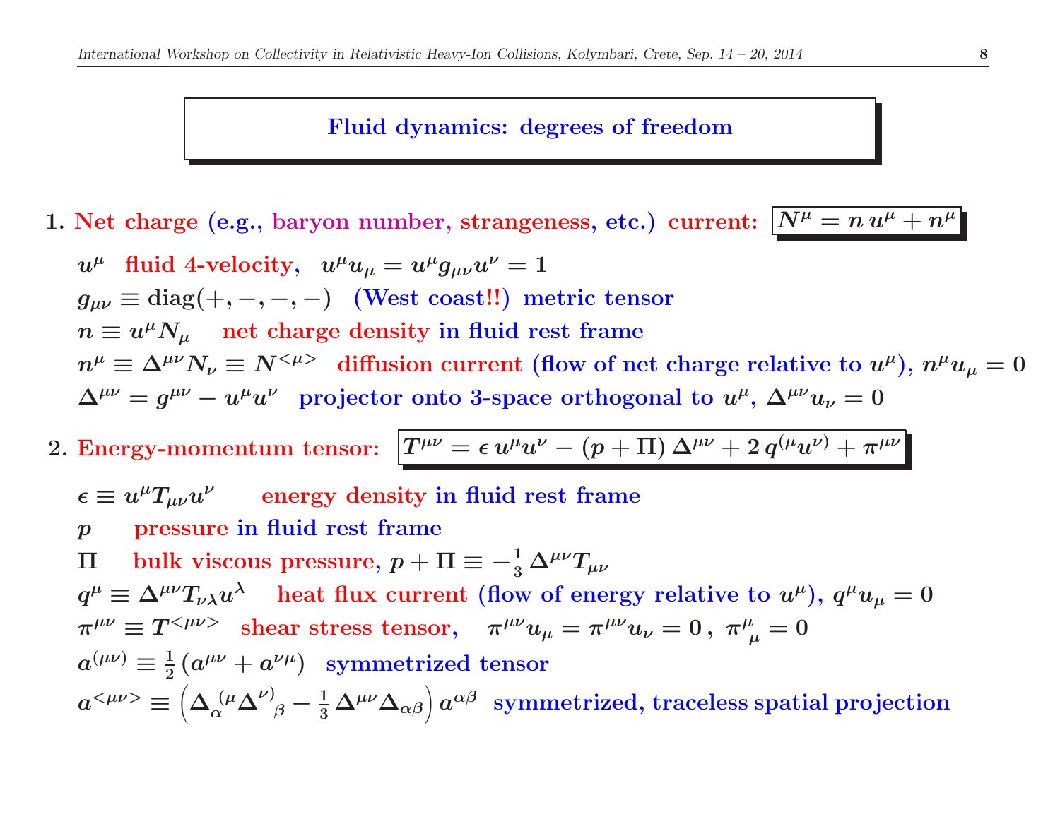# Fluid dynamics: degrees of freedom

1. **Net charge (e.g., baryon number, strangeness, etc.) current:** $\boxed{N^\mu = n\, u^\mu + n^\mu}$

   $u^\mu$ fluid 4-velocity, $u^\mu u_\mu = u^\mu g_{\mu\nu} u^\nu = 1$

   $g_{\mu\nu} \equiv \mathrm{diag}(+,-,-,-)$ (West coast!!) metric tensor

   $n \equiv u^\mu N_\mu$ net charge density in fluid rest frame

   $n^\mu \equiv \Delta^{\mu\nu} N_\nu \equiv N^{<\mu>}$ diffusion current (flow of net charge relative to $u^\mu$), $n^\mu u_\mu = 0$

   $\Delta^{\mu\nu} = g^{\mu\nu} - u^\mu u^\nu$ projector onto 3-space orthogonal to $u^\mu$, $\Delta^{\mu\nu} u_\nu = 0$

2. **Energy-momentum tensor:** $\boxed{T^{\mu\nu} = \epsilon\, u^\mu u^\nu - (p + \Pi)\, \Delta^{\mu\nu} + 2\, q^{(\mu} u^{\nu)} + \pi^{\mu\nu}}$

   $\epsilon \equiv u^\mu T_{\mu\nu} u^\nu$ energy density in fluid rest frame

   $p$ pressure in fluid rest frame

   $\Pi$ bulk viscous pressure, $p + \Pi \equiv -\frac{1}{3}\, \Delta^{\mu\nu} T_{\mu\nu}$

   $q^\mu \equiv \Delta^{\mu\nu} T_{\nu\lambda} u^\lambda$ heat flux current (flow of energy relative to $u^\mu$), $q^\mu u_\mu = 0$

   $\pi^{\mu\nu} \equiv T^{<\mu\nu>}$ shear stress tensor, $\pi^{\mu\nu} u_\mu = \pi^{\mu\nu} u_\nu = 0\,,\ \pi^\mu_{\ \mu} = 0$

   $a^{(\mu\nu)} \equiv \frac{1}{2}\left(a^{\mu\nu} + a^{\nu\mu}\right)$ symmetrized tensor

   $a^{<\mu\nu>} \equiv \left( \Delta_\alpha^{\ (\mu} \Delta^{\nu)}_{\ \ \beta} - \frac{1}{3}\, \Delta^{\mu\nu} \Delta_{\alpha\beta} \right) a^{\alpha\beta}$ symmetrized, traceless spatial projection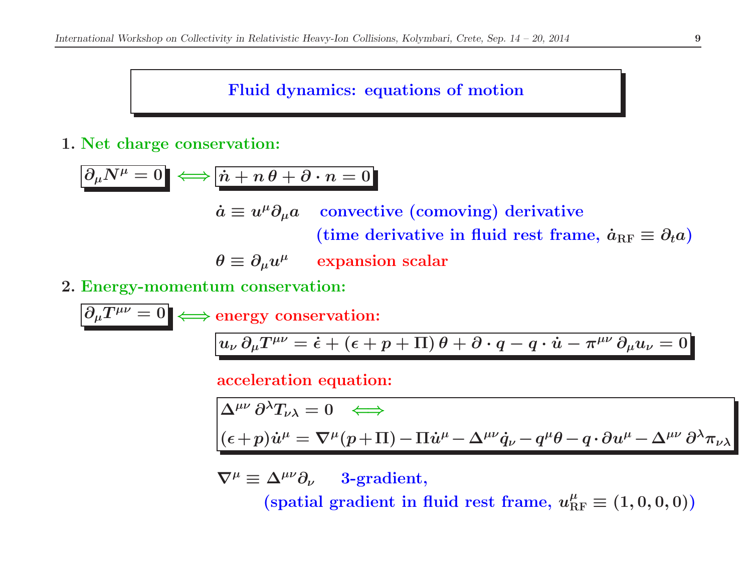# Fluid dynamics: equations of motion

1. **Net charge conservation:**

$$\partial_\mu N^\mu = 0 \iff \dot{n} + n\,\theta + \partial \cdot n = 0$$

$\dot{a} \equiv u^\mu \partial_\mu a$ convective (comoving) derivative
(time derivative in fluid rest frame, $\dot{a}_{\rm RF} \equiv \partial_t a$)

$\theta \equiv \partial_\mu u^\mu$ expansion scalar

2. **Energy-momentum conservation:**

$\partial_\mu T^{\mu\nu} = 0 \iff$ energy conservation:

$$u_\nu\,\partial_\mu T^{\mu\nu} = \dot{\epsilon} + (\epsilon + p + \Pi)\,\theta + \partial \cdot q - q \cdot \dot{u} - \pi^{\mu\nu}\,\partial_\mu u_\nu = 0$$

acceleration equation:

$$\Delta^{\mu\nu}\,\partial^\lambda T_{\nu\lambda} = 0 \iff$$
$$(\epsilon + p)\,\dot{u}^\mu = \nabla^\mu(p + \Pi) - \Pi\dot{u}^\mu - \Delta^{\mu\nu}\dot{q}_\nu - q^\mu\theta - q \cdot \partial u^\mu - \Delta^{\mu\nu}\,\partial^\lambda \pi_{\nu\lambda}$$

$\nabla^\mu \equiv \Delta^{\mu\nu}\partial_\nu$ 3-gradient,
(spatial gradient in fluid rest frame, $u^\mu_{\rm RF} \equiv (1, 0, 0, 0)$)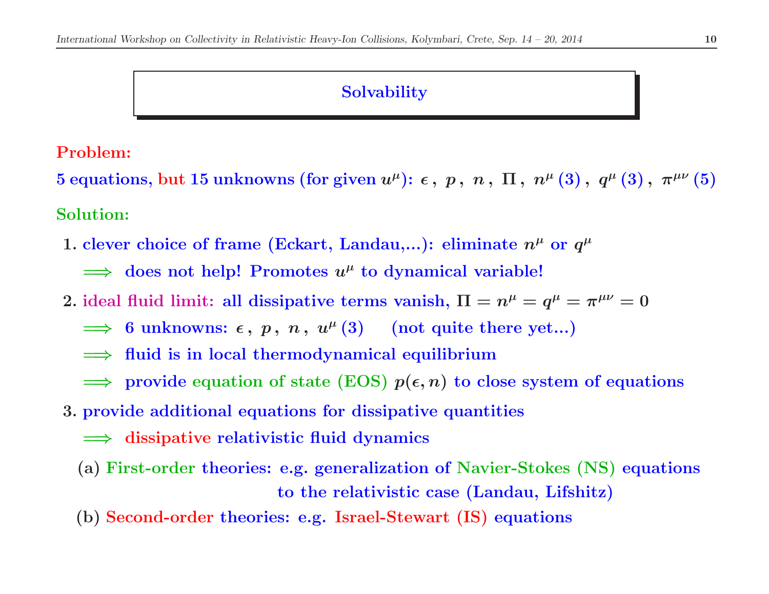## Solvability

**Problem:**

5 equations, but 15 unknowns (for given $u^\mu$): $\epsilon\,,\ p\,,\ n\,,\ \Pi\,,\ n^\mu\,(3)\,,\ q^\mu\,(3)\,,\ \pi^{\mu\nu}\,(5)$

**Solution:**

1. clever choice of frame (Eckart, Landau,...): eliminate $n^\mu$ or $q^\mu$
   - $\Longrightarrow$ does not help! Promotes $u^\mu$ to dynamical variable!
2. ideal fluid limit: all dissipative terms vanish, $\Pi = n^\mu = q^\mu = \pi^{\mu\nu} = 0$
   - $\Longrightarrow$ 6 unknowns: $\epsilon\,,\ p\,,\ n\,,\ u^\mu\,(3)$ (not quite there yet...)
   - $\Longrightarrow$ fluid is in local thermodynamical equilibrium
   - $\Longrightarrow$ provide equation of state (EOS) $p(\epsilon, n)$ to close system of equations
3. provide additional equations for dissipative quantities
   - $\Longrightarrow$ dissipative relativistic fluid dynamics

   (a) First-order theories: e.g. generalization of Navier-Stokes (NS) equations to the relativistic case (Landau, Lifshitz)

   (b) Second-order theories: e.g. Israel-Stewart (IS) equations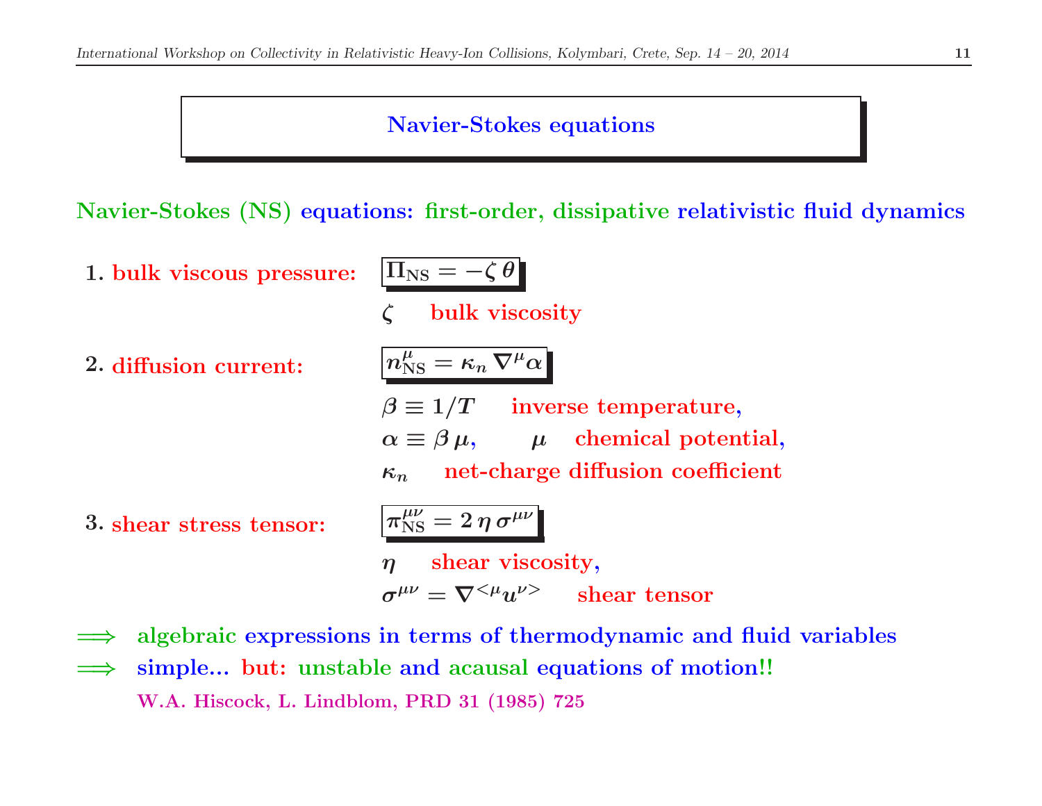# Navier-Stokes equations

**Navier-Stokes (NS) equations: first-order, dissipative relativistic fluid dynamics**

1. **bulk viscous pressure:** $\Pi_{\rm NS} = -\zeta\,\theta$

   $\zeta$ bulk viscosity

2. **diffusion current:** $n^\mu_{\rm NS} = \kappa_n\,\nabla^\mu \alpha$

   $\beta \equiv 1/T$ inverse temperature,

   $\alpha \equiv \beta\,\mu$, $\mu$ chemical potential,

   $\kappa_n$ net-charge diffusion coefficient

3. **shear stress tensor:** $\pi^{\mu\nu}_{\rm NS} = 2\,\eta\,\sigma^{\mu\nu}$

   $\eta$ shear viscosity,

   $\sigma^{\mu\nu} = \nabla^{<\mu} u^{\nu>}$ shear tensor

$\Longrightarrow$ algebraic expressions in terms of thermodynamic and fluid variables

$\Longrightarrow$ simple... but: unstable and acausal equations of motion!!

W.A. Hiscock, L. Lindblom, PRD 31 (1985) 725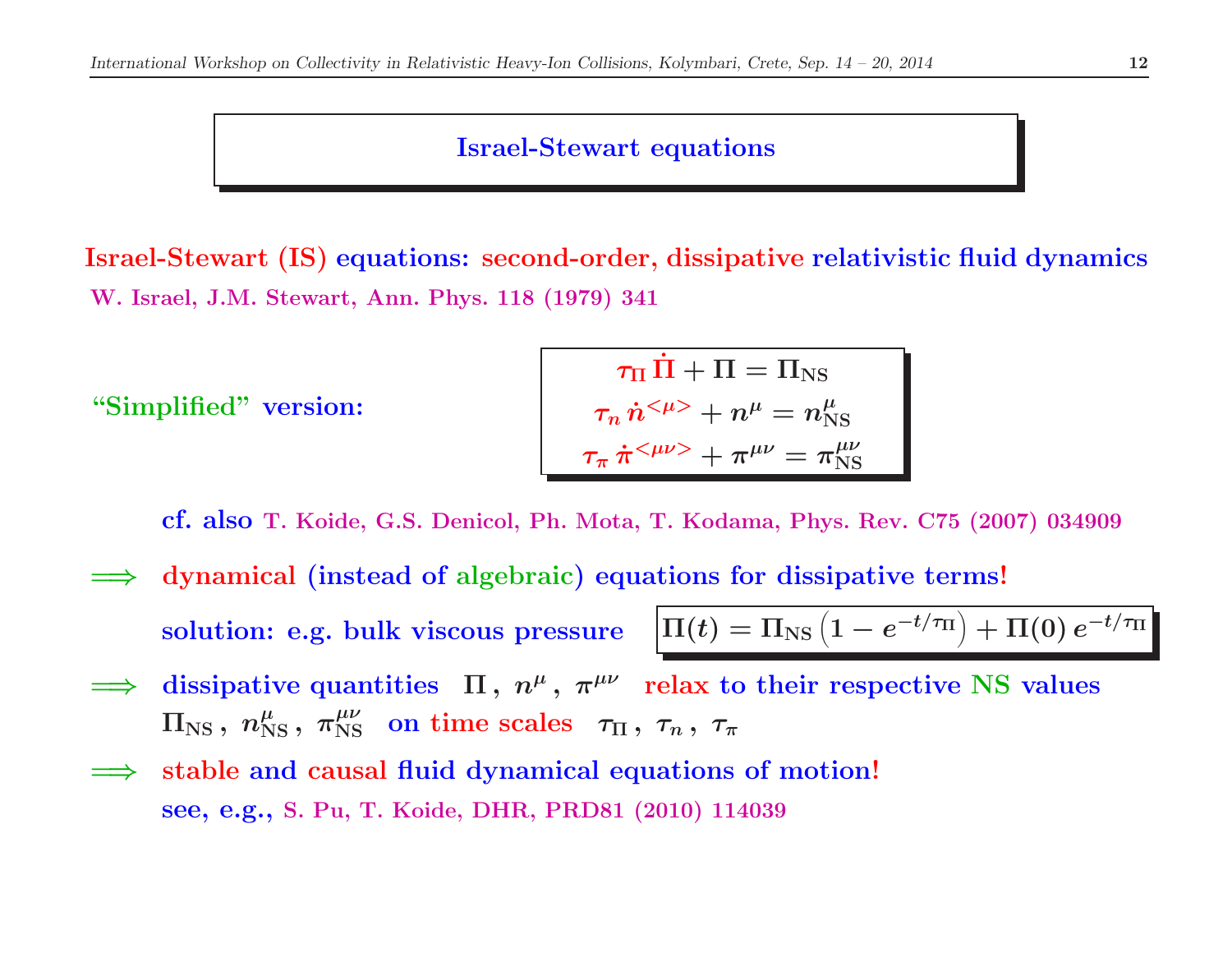## Israel-Stewart equations

**Israel-Stewart (IS) equations: second-order, dissipative relativistic fluid dynamics**

W. Israel, J.M. Stewart, Ann. Phys. 118 (1979) 341

"Simplified" version:

$$\tau_\Pi \, \dot{\Pi} + \Pi = \Pi_{\rm NS}$$
$$\tau_n \, \dot{n}^{<\mu>} + n^\mu = n^\mu_{\rm NS}$$
$$\tau_\pi \, \dot{\pi}^{<\mu\nu>} + \pi^{\mu\nu} = \pi^{\mu\nu}_{\rm NS}$$

cf. also T. Koide, G.S. Denicol, Ph. Mota, T. Kodama, Phys. Rev. C75 (2007) 034909

$\Longrightarrow$ dynamical (instead of algebraic) equations for dissipative terms!

solution: e.g. bulk viscous pressure $\Pi(t) = \Pi_{\rm NS} \left(1 - e^{-t/\tau_\Pi}\right) + \Pi(0) \, e^{-t/\tau_\Pi}$

$\Longrightarrow$ dissipative quantities $\Pi$ , $n^\mu$ , $\pi^{\mu\nu}$ relax to their respective NS values $\Pi_{\rm NS}$ , $n^\mu_{\rm NS}$ , $\pi^{\mu\nu}_{\rm NS}$ on time scales $\tau_\Pi$ , $\tau_n$ , $\tau_\pi$

$\Longrightarrow$ stable and causal fluid dynamical equations of motion!

see, e.g., S. Pu, T. Koide, DHR, PRD81 (2010) 114039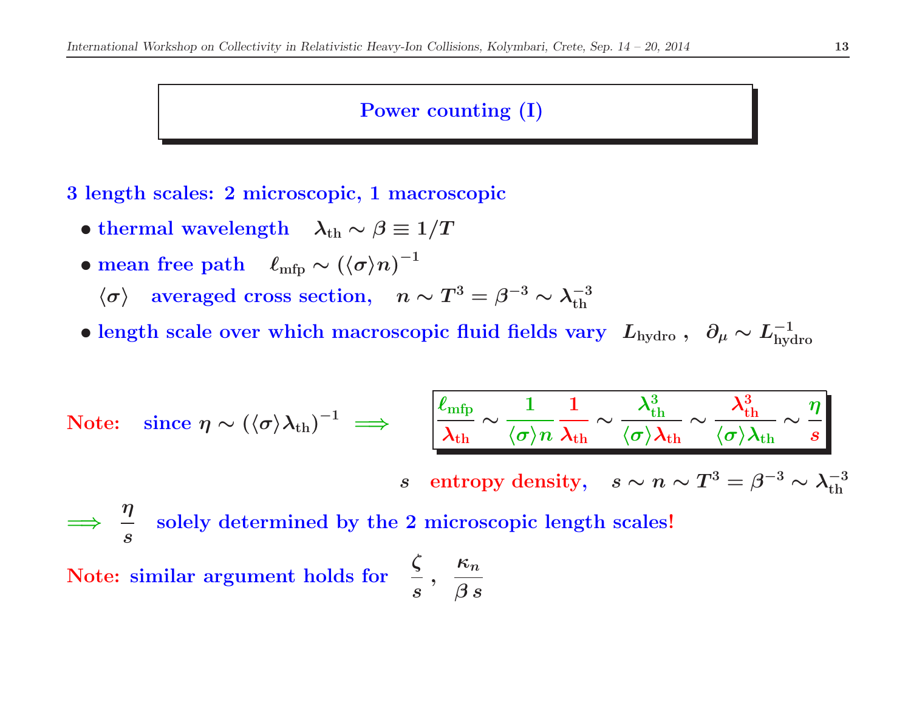## Power counting (I)

**3 length scales: 2 microscopic, 1 macroscopic**

- thermal wavelength $\lambda_{\rm th} \sim \beta \equiv 1/T$
- mean free path $\ell_{\rm mfp} \sim (\langle \sigma \rangle n)^{-1}$

  $\langle \sigma \rangle$ averaged cross section, $n \sim T^3 = \beta^{-3} \sim \lambda_{\rm th}^{-3}$
- length scale over which macroscopic fluid fields vary $L_{\rm hydro}$ , $\partial_\mu \sim L_{\rm hydro}^{-1}$

**Note:** since $\eta \sim (\langle \sigma \rangle \lambda_{\rm th})^{-1}$ $\Longrightarrow$

$$\frac{\ell_{\rm mfp}}{\lambda_{\rm th}} \sim \frac{1}{\langle \sigma \rangle n} \frac{1}{\lambda_{\rm th}} \sim \frac{\lambda_{\rm th}^3}{\langle \sigma \rangle \lambda_{\rm th}} \sim \frac{\lambda_{\rm th}^3}{\langle \sigma \rangle \lambda_{\rm th}} \sim \frac{\eta}{s}$$

$s$ entropy density, $s \sim n \sim T^3 = \beta^{-3} \sim \lambda_{\rm th}^{-3}$

$\Longrightarrow$ $\dfrac{\eta}{s}$ solely determined by the 2 microscopic length scales!

**Note:** similar argument holds for $\dfrac{\zeta}{s}$ , $\dfrac{\kappa_n}{\beta\, s}$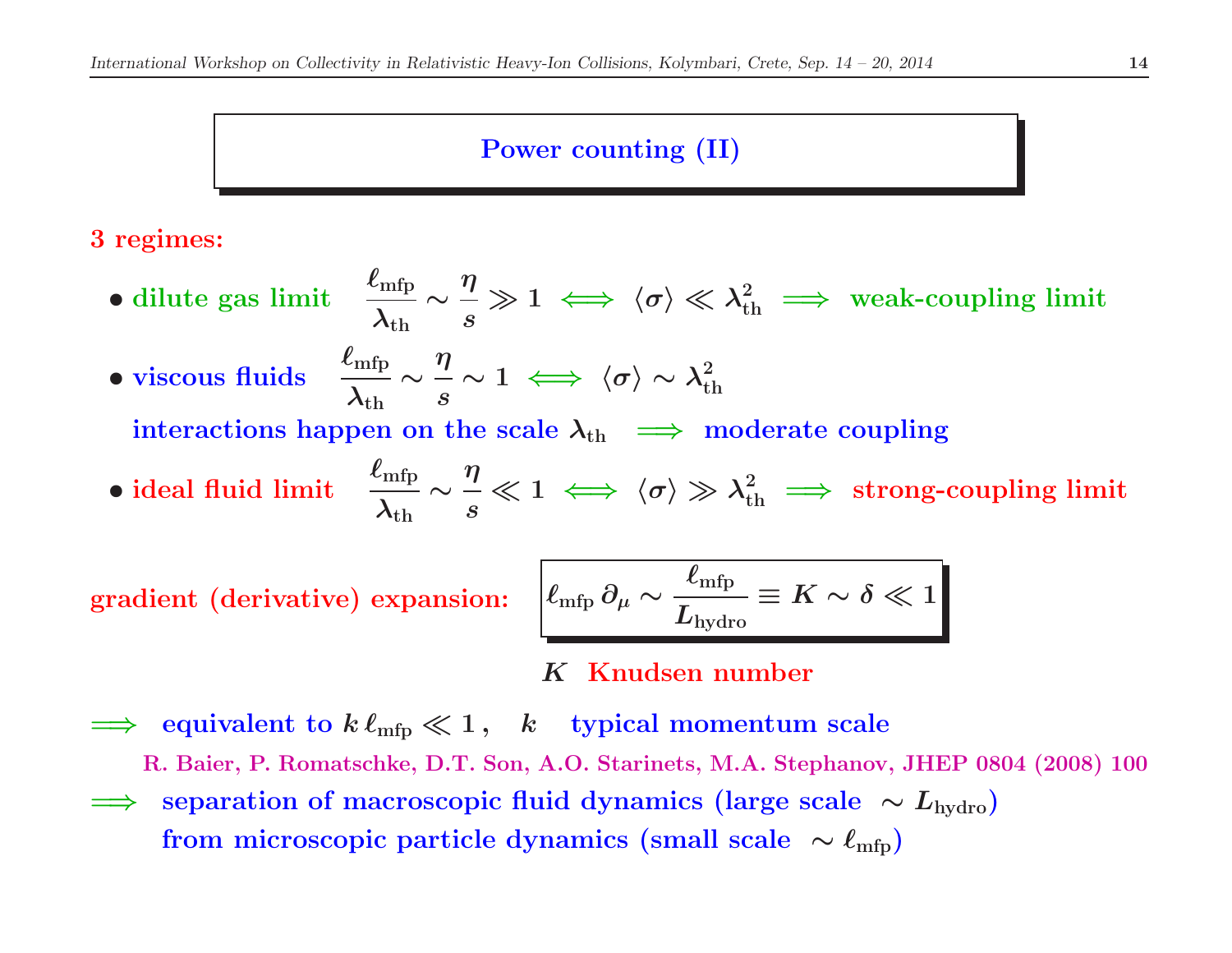# Power counting (II)

**3 regimes:**

- **dilute gas limit** $\dfrac{\ell_{\rm mfp}}{\lambda_{\rm th}} \sim \dfrac{\eta}{s} \gg 1 \iff \langle \sigma \rangle \ll \lambda_{\rm th}^2 \implies$ **weak-coupling limit**
- **viscous fluids** $\dfrac{\ell_{\rm mfp}}{\lambda_{\rm th}} \sim \dfrac{\eta}{s} \sim 1 \iff \langle \sigma \rangle \sim \lambda_{\rm th}^2$

  **interactions happen on the scale $\lambda_{\rm th}$ $\implies$ moderate coupling**
- **ideal fluid limit** $\dfrac{\ell_{\rm mfp}}{\lambda_{\rm th}} \sim \dfrac{\eta}{s} \ll 1 \iff \langle \sigma \rangle \gg \lambda_{\rm th}^2 \implies$ **strong-coupling limit**

**gradient (derivative) expansion:**

$$\ell_{\rm mfp}\, \partial_\mu \sim \frac{\ell_{\rm mfp}}{L_{\rm hydro}} \equiv K \sim \delta \ll 1$$

$K$ **Knudsen number**

$\implies$ **equivalent to $k\, \ell_{\rm mfp} \ll 1$, $k$ typical momentum scale**

R. Baier, P. Romatschke, D.T. Son, A.O. Starinets, M.A. Stephanov, JHEP 0804 (2008) 100

$\implies$ **separation of macroscopic fluid dynamics (large scale $\sim L_{\rm hydro}$) from microscopic particle dynamics (small scale $\sim \ell_{\rm mfp}$)**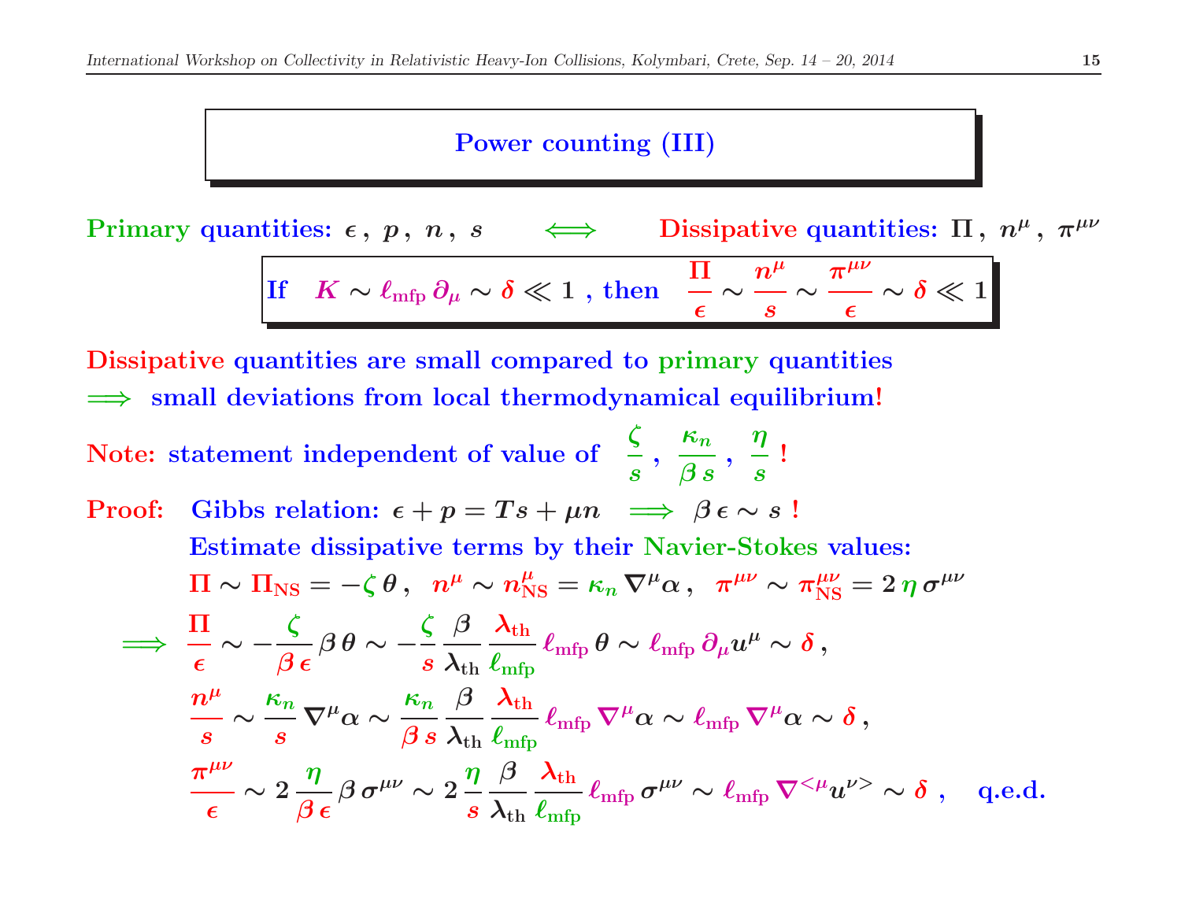## Power counting (III)

**Primary quantities:** $\epsilon\,,\ p\,,\ n\,,\ s$ $\quad\Longleftrightarrow\quad$ **Dissipative quantities:** $\Pi\,,\ n^\mu\,,\ \pi^{\mu\nu}$

$$\text{If} \quad K \sim \ell_{\rm mfp}\, \partial_\mu \sim \delta \ll 1\ , \text{ then} \quad \frac{\Pi}{\epsilon} \sim \frac{n^\mu}{s} \sim \frac{\pi^{\mu\nu}}{\epsilon} \sim \delta \ll 1$$

**Dissipative quantities are small compared to primary quantities**
$\Longrightarrow$ **small deviations from local thermodynamical equilibrium!**

**Note: statement independent of value of** $\dfrac{\zeta}{s}\,,\ \dfrac{\kappa_n}{\beta\, s}\,,\ \dfrac{\eta}{s}$ **!**

**Proof:** Gibbs relation: $\epsilon + p = Ts + \mu n \quad \Longrightarrow\ \beta\,\epsilon \sim s$ !

Estimate dissipative terms by their Navier-Stokes values:

$$\Pi \sim \Pi_{\rm NS} = -\zeta\,\theta\,, \quad n^\mu \sim n^\mu_{\rm NS} = \kappa_n\, \nabla^\mu \alpha\,, \quad \pi^{\mu\nu} \sim \pi^{\mu\nu}_{\rm NS} = 2\,\eta\,\sigma^{\mu\nu}$$

$$\Longrightarrow\ \frac{\Pi}{\epsilon} \sim -\frac{\zeta}{\beta\,\epsilon}\,\beta\,\theta \sim -\frac{\zeta}{s}\,\frac{\beta}{\lambda_{\rm th}}\,\frac{\lambda_{\rm th}}{\ell_{\rm mfp}}\,\ell_{\rm mfp}\,\theta \sim \ell_{\rm mfp}\,\partial_\mu u^\mu \sim \delta\,,$$

$$\frac{n^\mu}{s} \sim \frac{\kappa_n}{s}\,\nabla^\mu\alpha \sim \frac{\kappa_n}{\beta\, s}\,\frac{\beta}{\lambda_{\rm th}}\,\frac{\lambda_{\rm th}}{\ell_{\rm mfp}}\,\ell_{\rm mfp}\,\nabla^\mu\alpha \sim \ell_{\rm mfp}\,\nabla^\mu\alpha \sim \delta\,,$$

$$\frac{\pi^{\mu\nu}}{\epsilon} \sim 2\,\frac{\eta}{\beta\,\epsilon}\,\beta\,\sigma^{\mu\nu} \sim 2\,\frac{\eta}{s}\,\frac{\beta}{\lambda_{\rm th}}\,\frac{\lambda_{\rm th}}{\ell_{\rm mfp}}\,\ell_{\rm mfp}\,\sigma^{\mu\nu} \sim \ell_{\rm mfp}\,\nabla^{<\mu}u^{\nu>} \sim \delta\ , \quad \text{q.e.d.}$$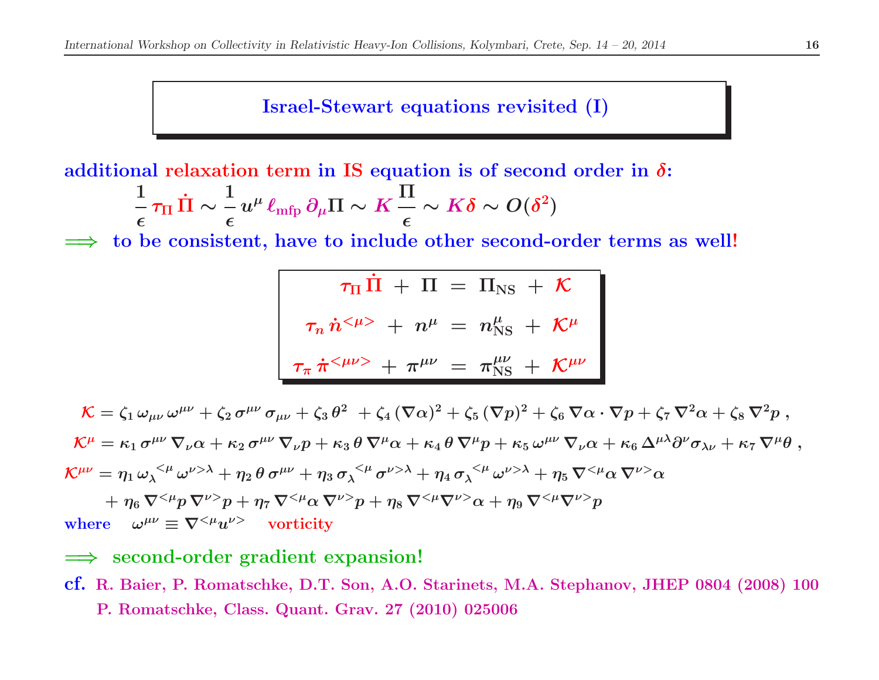# Israel-Stewart equations revisited (I)

**additional relaxation term in IS equation is of second order in $\delta$:**

$$\frac{1}{\epsilon}\,\tau_\Pi\,\dot{\Pi} \sim \frac{1}{\epsilon}\,u^\mu\,\ell_{\rm mfp}\,\partial_\mu \Pi \sim K\,\frac{\Pi}{\epsilon} \sim K\,\delta \sim O(\delta^2)$$

$\Longrightarrow$ **to be consistent, have to include other second-order terms as well!**

$$\tau_\Pi\,\dot{\Pi} + \Pi = \Pi_{\rm NS} + \mathcal{K}$$

$$\tau_n\,\dot{n}^{<\mu>} + n^\mu = n^\mu_{\rm NS} + \mathcal{K}^\mu$$

$$\tau_\pi\,\dot{\pi}^{<\mu\nu>} + \pi^{\mu\nu} = \pi^{\mu\nu}_{\rm NS} + \mathcal{K}^{\mu\nu}$$

$$\mathcal{K} = \zeta_1\,\omega_{\mu\nu}\,\omega^{\mu\nu} + \zeta_2\,\sigma^{\mu\nu}\,\sigma_{\mu\nu} + \zeta_3\,\theta^2 + \zeta_4\,(\nabla\alpha)^2 + \zeta_5\,(\nabla p)^2 + \zeta_6\,\nabla\alpha\cdot\nabla p + \zeta_7\,\nabla^2\alpha + \zeta_8\,\nabla^2 p\,,$$

$$\mathcal{K}^\mu = \kappa_1\,\sigma^{\mu\nu}\,\nabla_\nu\alpha + \kappa_2\,\sigma^{\mu\nu}\,\nabla_\nu p + \kappa_3\,\theta\,\nabla^\mu\alpha + \kappa_4\,\theta\,\nabla^\mu p + \kappa_5\,\omega^{\mu\nu}\,\nabla_\nu\alpha + \kappa_6\,\Delta^{\mu\lambda}\partial^\nu\sigma_{\lambda\nu} + \kappa_7\,\nabla^\mu\theta\,,$$

$$\mathcal{K}^{\mu\nu} = \eta_1\,\omega_\lambda{}^{<\mu}\,\omega^{\nu>\lambda} + \eta_2\,\theta\,\sigma^{\mu\nu} + \eta_3\,\sigma_\lambda{}^{<\mu}\,\sigma^{\nu>\lambda} + \eta_4\,\sigma_\lambda{}^{<\mu}\,\omega^{\nu>\lambda} + \eta_5\,\nabla^{<\mu}\alpha\,\nabla^{\nu>}\alpha$$
$$+\,\eta_6\,\nabla^{<\mu}p\,\nabla^{\nu>}p + \eta_7\,\nabla^{<\mu}\alpha\,\nabla^{\nu>}p + \eta_8\,\nabla^{<\mu}\nabla^{\nu>}\alpha + \eta_9\,\nabla^{<\mu}\nabla^{\nu>}p$$

where $\omega^{\mu\nu} \equiv \nabla^{<\mu}u^{\nu>}$ vorticity

$\Longrightarrow$ **second-order gradient expansion!**

cf. R. Baier, P. Romatschke, D.T. Son, A.O. Starinets, M.A. Stephanov, JHEP 0804 (2008) 100
P. Romatschke, Class. Quant. Grav. 27 (2010) 025006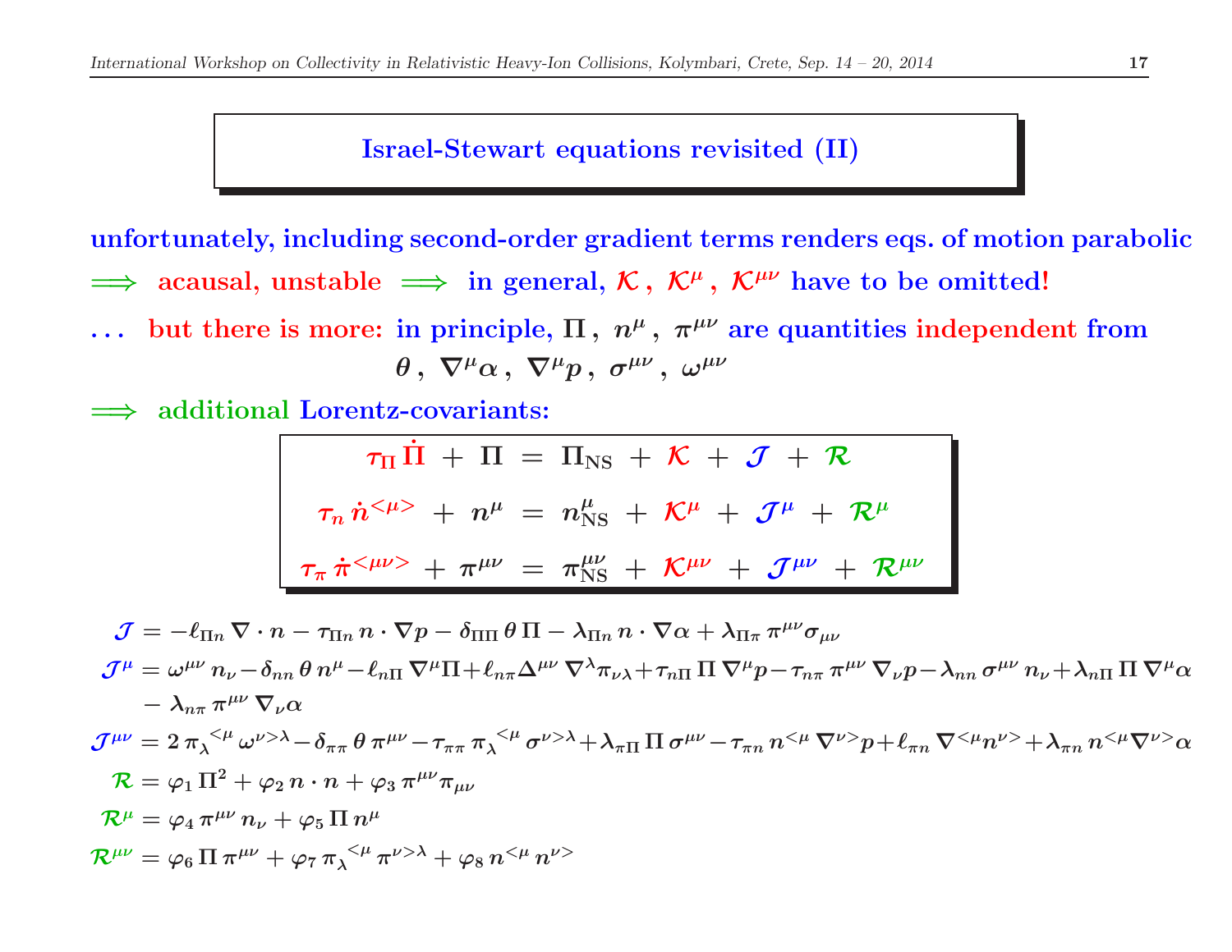## Israel-Stewart equations revisited (II)

**unfortunately, including second-order gradient terms renders eqs. of motion parabolic**

$\Longrightarrow$ **acausal, unstable** $\Longrightarrow$ **in general,** $\mathcal{K}\,,\ \mathcal{K}^\mu\,,\ \mathcal{K}^{\mu\nu}$ **have to be omitted!**

**. . . but there is more: in principle,** $\Pi\,,\ n^\mu\,,\ \pi^{\mu\nu}$ **are quantities independent from** $\theta\,,\ \nabla^\mu\alpha\,,\ \nabla^\mu p\,,\ \sigma^{\mu\nu}\,,\ \omega^{\mu\nu}$

$\Longrightarrow$ **additional Lorentz-covariants:**

$$\tau_\Pi\,\dot{\Pi} + \Pi = \Pi_{\rm NS} + \mathcal{K} + \mathcal{J} + \mathcal{R}$$

$$\tau_n\,\dot{n}^{<\mu>} + n^\mu = n^\mu_{\rm NS} + \mathcal{K}^\mu + \mathcal{J}^\mu + \mathcal{R}^\mu$$

$$\tau_\pi\,\dot{\pi}^{<\mu\nu>} + \pi^{\mu\nu} = \pi^{\mu\nu}_{\rm NS} + \mathcal{K}^{\mu\nu} + \mathcal{J}^{\mu\nu} + \mathcal{R}^{\mu\nu}$$

$$\mathcal{J} = -\ell_{\Pi n}\,\nabla\cdot n - \tau_{\Pi n}\,n\cdot\nabla p - \delta_{\Pi\Pi}\,\theta\,\Pi - \lambda_{\Pi n}\,n\cdot\nabla\alpha + \lambda_{\Pi\pi}\,\pi^{\mu\nu}\sigma_{\mu\nu}$$

$$\mathcal{J}^\mu = \omega^{\mu\nu}\,n_\nu - \delta_{nn}\,\theta\,n^\mu - \ell_{n\Pi}\,\nabla^\mu\Pi + \ell_{n\pi}\Delta^{\mu\nu}\,\nabla^\lambda\pi_{\nu\lambda} + \tau_{n\Pi}\,\Pi\,\nabla^\mu p - \tau_{n\pi}\,\pi^{\mu\nu}\,\nabla_\nu p - \lambda_{nn}\,\sigma^{\mu\nu}\,n_\nu + \lambda_{n\Pi}\,\Pi\,\nabla^\mu\alpha - \lambda_{n\pi}\,\pi^{\mu\nu}\,\nabla_\nu\alpha$$

$$\mathcal{J}^{\mu\nu} = 2\,\pi_\lambda{}^{<\mu}\,\omega^{\nu>\lambda} - \delta_{\pi\pi}\,\theta\,\pi^{\mu\nu} - \tau_{\pi\pi}\,\pi_\lambda{}^{<\mu}\,\sigma^{\nu>\lambda} + \lambda_{\pi\Pi}\,\Pi\,\sigma^{\mu\nu} - \tau_{\pi n}\,n^{<\mu}\,\nabla^{\nu>}p + \ell_{\pi n}\,\nabla^{<\mu}n^{\nu>} + \lambda_{\pi n}\,n^{<\mu}\nabla^{\nu>}\alpha$$

$$\mathcal{R} = \varphi_1\,\Pi^2 + \varphi_2\,n\cdot n + \varphi_3\,\pi^{\mu\nu}\pi_{\mu\nu}$$

$$\mathcal{R}^\mu = \varphi_4\,\pi^{\mu\nu}\,n_\nu + \varphi_5\,\Pi\,n^\mu$$

$$\mathcal{R}^{\mu\nu} = \varphi_6\,\Pi\,\pi^{\mu\nu} + \varphi_7\,\pi_\lambda{}^{<\mu}\,\pi^{\nu>\lambda} + \varphi_8\,n^{<\mu}\,n^{\nu>}$$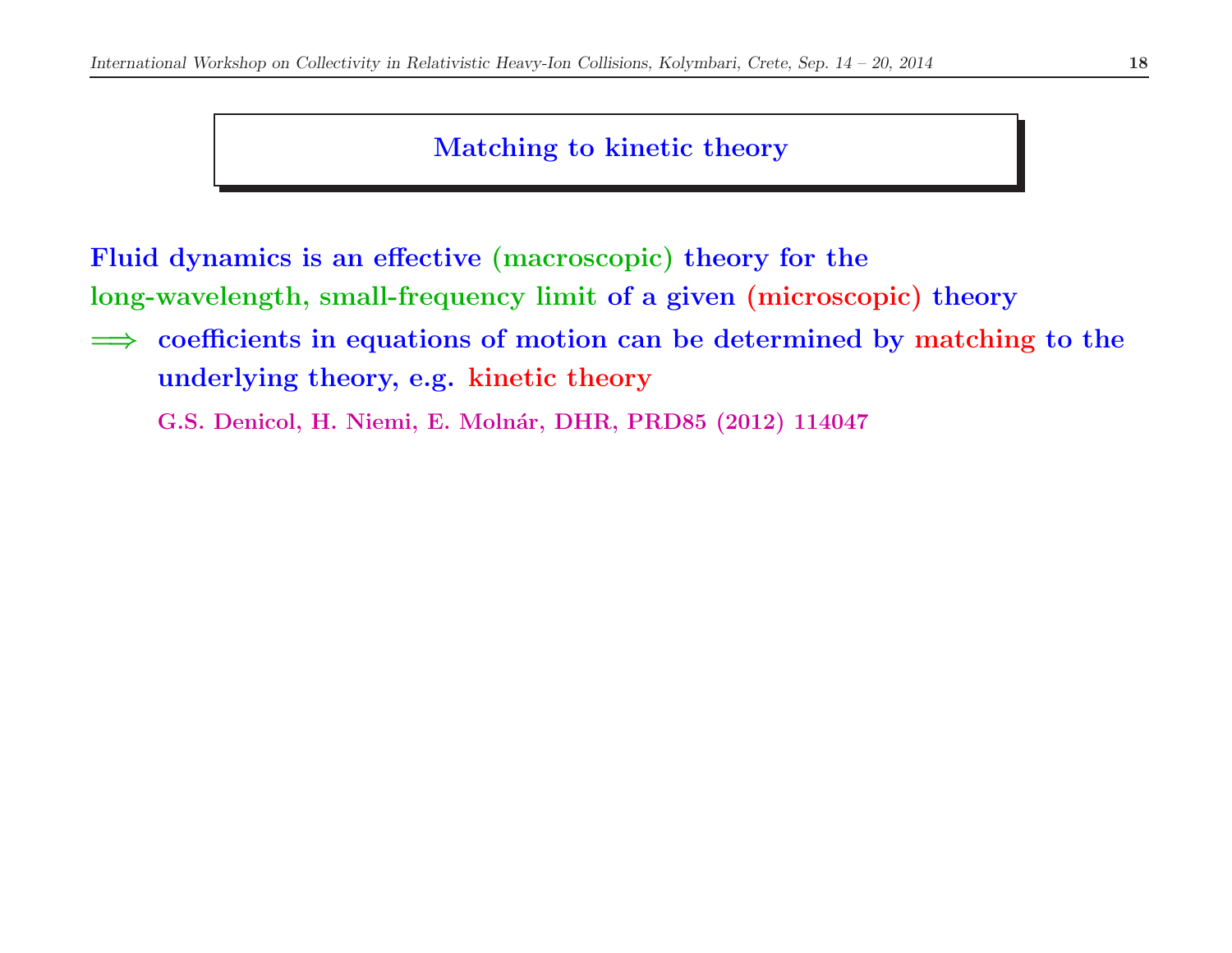## Matching to kinetic theory

Fluid dynamics is an effective (macroscopic) theory for the long-wavelength, small-frequency limit of a given (microscopic) theory

$\Longrightarrow$ coefficients in equations of motion can be determined by matching to the underlying theory, e.g. kinetic theory

G.S. Denicol, H. Niemi, E. Molnár, DHR, PRD85 (2012) 114047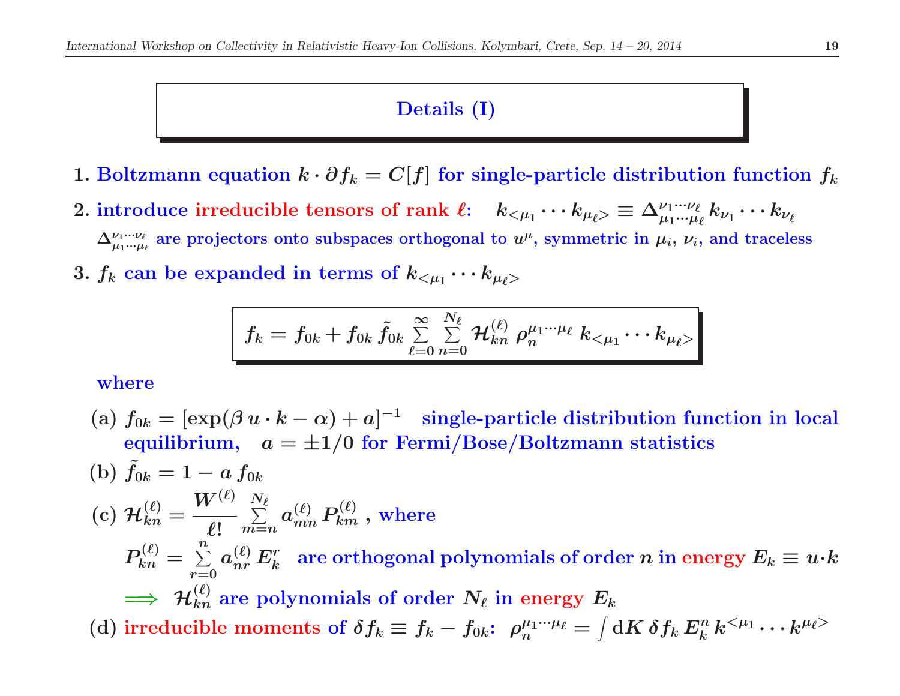# Details (I)

1. Boltzmann equation $k \cdot \partial f_k = C[f]$ for single-particle distribution function $f_k$
2. introduce irreducible tensors of rank $\ell$: $\quad k_{<\mu_1} \cdots k_{\mu_\ell>} \equiv \Delta^{\nu_1 \cdots \nu_\ell}_{\mu_1 \cdots \mu_\ell} \, k_{\nu_1} \cdots k_{\nu_\ell}$

   $\Delta^{\nu_1 \cdots \nu_\ell}_{\mu_1 \cdots \mu_\ell}$ are projectors onto subspaces orthogonal to $u^\mu$, symmetric in $\mu_i$, $\nu_i$, and traceless
3. $f_k$ can be expanded in terms of $k_{<\mu_1} \cdots k_{\mu_\ell>}$

$$
\boxed{f_k = f_{0k} + f_{0k} \, \tilde{f}_{0k} \sum_{\ell=0}^{\infty} \sum_{n=0}^{N_\ell} \mathcal{H}^{(\ell)}_{kn} \, \rho_n^{\mu_1 \cdots \mu_\ell} \, k_{<\mu_1} \cdots k_{\mu_\ell>}}
$$

where

(a) $f_{0k} = [\exp(\beta \, u \cdot k - \alpha) + a]^{-1}$ single-particle distribution function in local equilibrium, $\quad a = \pm 1/0$ for Fermi/Bose/Boltzmann statistics

(b) $\tilde{f}_{0k} = 1 - a \, f_{0k}$

(c) $\mathcal{H}^{(\ell)}_{kn} = \dfrac{W^{(\ell)}}{\ell!} \sum_{m=n}^{N_\ell} a^{(\ell)}_{mn} \, P^{(\ell)}_{km}$ , where

$P^{(\ell)}_{kn} = \sum_{r=0}^{n} a^{(\ell)}_{nr} \, E_k^r$ are orthogonal polynomials of order $n$ in energy $E_k \equiv u \cdot k$

$\Longrightarrow$ $\mathcal{H}^{(\ell)}_{kn}$ are polynomials of order $N_\ell$ in energy $E_k$

(d) irreducible moments of $\delta f_k \equiv f_k - f_{0k}$: $\rho_n^{\mu_1 \cdots \mu_\ell} = \int \mathrm{d}K \, \delta f_k \, E_k^n \, k^{<\mu_1} \cdots k^{\mu_\ell>}$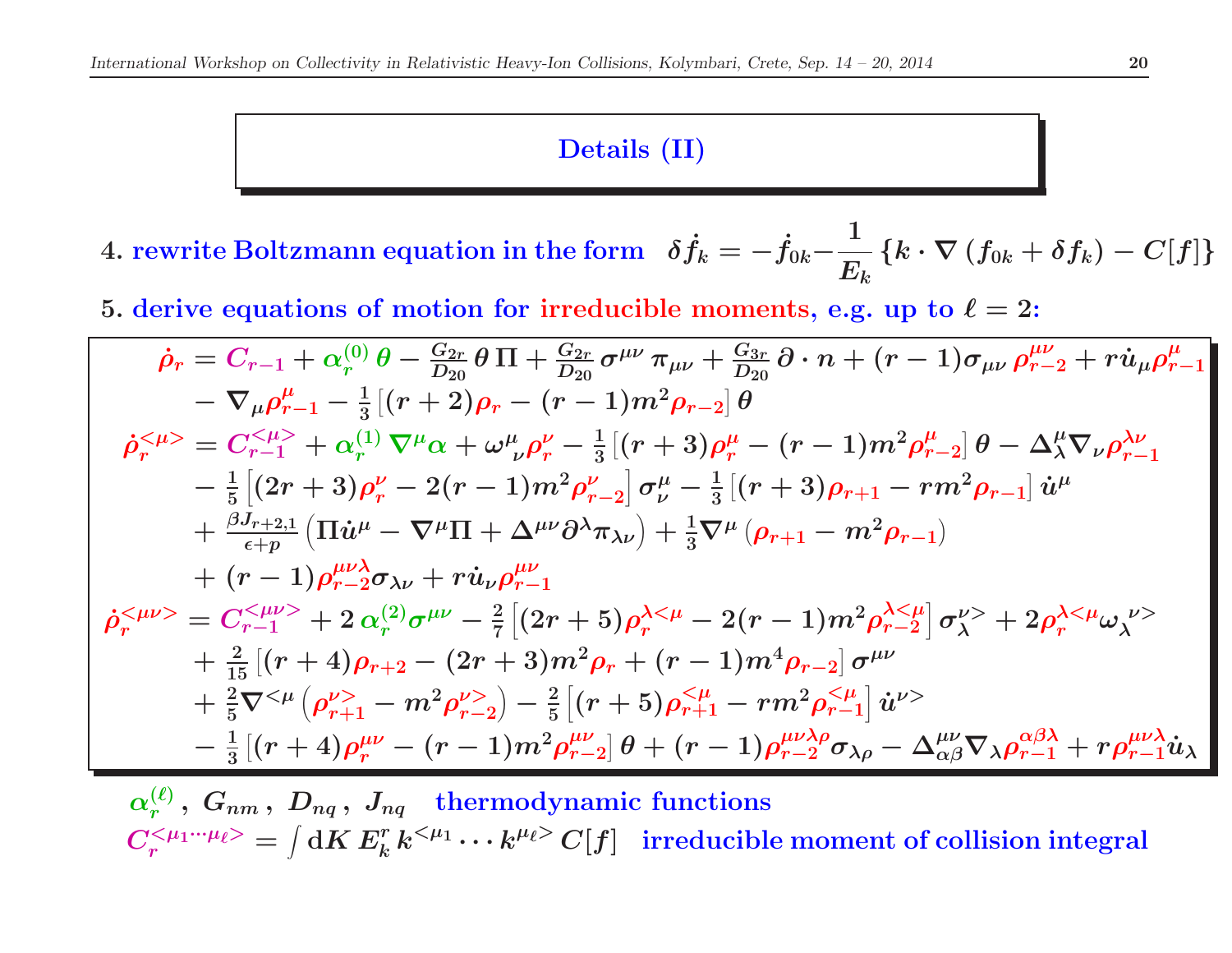## Details (II)

4. rewrite Boltzmann equation in the form $\delta \dot{f}_k = -\dot{f}_{0k} - \dfrac{1}{E_k}\left\{k \cdot \nabla \left(f_{0k} + \delta f_k\right) - C[f]\right\}$

5. derive equations of motion for irreducible moments, e.g. up to $\ell = 2$:

$$
\begin{aligned}
\dot{\rho}_r &= C_{r-1} + \alpha_r^{(0)}\,\theta - \tfrac{G_{2r}}{D_{20}}\,\theta\,\Pi + \tfrac{G_{2r}}{D_{20}}\,\sigma^{\mu\nu}\,\pi_{\mu\nu} + \tfrac{G_{3r}}{D_{20}}\,\partial\cdot n + (r-1)\sigma_{\mu\nu}\,\rho_{r-2}^{\mu\nu} + r\dot{u}_\mu \rho_{r-1}^{\mu} \\
&\quad - \nabla_\mu \rho_{r-1}^{\mu} - \tfrac{1}{3}\left[(r+2)\rho_r - (r-1)m^2\rho_{r-2}\right]\theta \\
\dot{\rho}_r^{<\mu>} &= C_{r-1}^{<\mu>} + \alpha_r^{(1)}\,\nabla^\mu\alpha + \omega^\mu{}_\nu \rho_r^\nu - \tfrac{1}{3}\left[(r+3)\rho_r^\mu - (r-1)m^2\rho_{r-2}^\mu\right]\theta - \Delta_\lambda^\mu \nabla_\nu \rho_{r-1}^{\lambda\nu} \\
&\quad - \tfrac{1}{5}\left[(2r+3)\rho_r^\nu - 2(r-1)m^2\rho_{r-2}^\nu\right]\sigma_\nu^\mu - \tfrac{1}{3}\left[(r+3)\rho_{r+1} - rm^2\rho_{r-1}\right]\dot{u}^\mu \\
&\quad + \tfrac{\beta J_{r+2,1}}{\epsilon+p}\left(\Pi\dot{u}^\mu - \nabla^\mu\Pi + \Delta^{\mu\nu}\partial^\lambda\pi_{\lambda\nu}\right) + \tfrac{1}{3}\nabla^\mu\left(\rho_{r+1} - m^2\rho_{r-1}\right) \\
&\quad + (r-1)\rho_{r-2}^{\mu\nu\lambda}\sigma_{\lambda\nu} + r\dot{u}_\nu \rho_{r-1}^{\mu\nu} \\
\dot{\rho}_r^{<\mu\nu>} &= C_{r-1}^{<\mu\nu>} + 2\,\alpha_r^{(2)}\sigma^{\mu\nu} - \tfrac{2}{7}\left[(2r+5)\rho_r^{\lambda<\mu} - 2(r-1)m^2\rho_{r-2}^{\lambda<\mu}\right]\sigma_\lambda^{\nu>} + 2\rho_r^{\lambda<\mu}\omega_\lambda{}^{\nu>} \\
&\quad + \tfrac{2}{15}\left[(r+4)\rho_{r+2} - (2r+3)m^2\rho_r + (r-1)m^4\rho_{r-2}\right]\sigma^{\mu\nu} \\
&\quad + \tfrac{2}{5}\nabla^{<\mu}\left(\rho_{r+1}^{\nu>} - m^2\rho_{r-2}^{\nu>}\right) - \tfrac{2}{5}\left[(r+5)\rho_{r+1}^{<\mu} - rm^2\rho_{r-1}^{<\mu}\right]\dot{u}^{\nu>} \\
&\quad - \tfrac{1}{3}\left[(r+4)\rho_r^{\mu\nu} - (r-1)m^2\rho_{r-2}^{\mu\nu}\right]\theta + (r-1)\rho_{r-2}^{\mu\nu\lambda\rho}\sigma_{\lambda\rho} - \Delta_{\alpha\beta}^{\mu\nu}\nabla_\lambda\rho_{r-1}^{\alpha\beta\lambda} + r\rho_{r-1}^{\mu\nu\lambda}\dot{u}_\lambda
\end{aligned}
$$

$\alpha_r^{(\ell)}\,,\ G_{nm}\,,\ D_{nq}\,,\ J_{nq}$ thermodynamic functions

$C_r^{<\mu_1\cdots\mu_\ell>} = \int \mathrm{d}K\, E_k^r\, k^{<\mu_1}\cdots k^{\mu_\ell>}\, C[f]$ irreducible moment of collision integral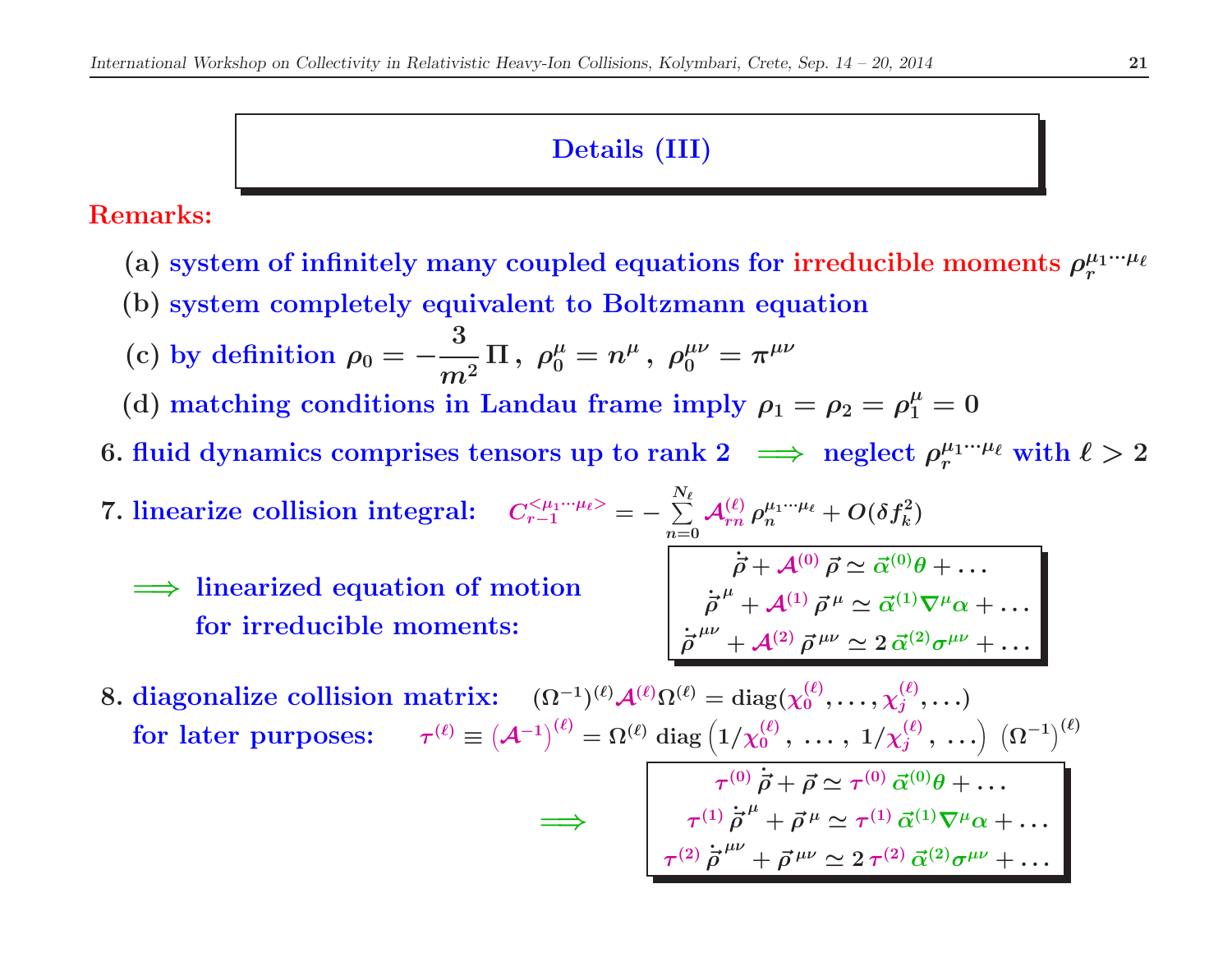## Details (III)

**Remarks:**

(a) system of infinitely many coupled equations for irreducible moments $\rho_r^{\mu_1\cdots\mu_\ell}$

(b) system completely equivalent to Boltzmann equation

(c) by definition $\rho_0 = -\frac{3}{m^2}\,\Pi\,,\ \rho_0^\mu = n^\mu\,,\ \rho_0^{\mu\nu} = \pi^{\mu\nu}$

(d) matching conditions in Landau frame imply $\rho_1 = \rho_2 = \rho_1^\mu = 0$

6. fluid dynamics comprises tensors up to rank 2 $\Longrightarrow$ neglect $\rho_r^{\mu_1\cdots\mu_\ell}$ with $\ell > 2$

7. linearize collision integral: $C_{r-1}^{<\mu_1\cdots\mu_\ell>} = -\sum\limits_{n=0}^{N_\ell} \mathcal{A}_{rn}^{(\ell)}\,\rho_n^{\mu_1\cdots\mu_\ell} + O(\delta f_k^2)$

$\Longrightarrow$ linearized equation of motion for irreducible moments:

$$
\begin{aligned}
\dot{\vec{\rho}} + \mathcal{A}^{(0)}\,\vec{\rho} &\simeq \vec{\alpha}^{(0)}\theta + \ldots \\
\dot{\vec{\rho}}^{\,\mu} + \mathcal{A}^{(1)}\,\vec{\rho}^{\,\mu} &\simeq \vec{\alpha}^{(1)}\nabla^\mu\alpha + \ldots \\
\dot{\vec{\rho}}^{\,\mu\nu} + \mathcal{A}^{(2)}\,\vec{\rho}^{\,\mu\nu} &\simeq 2\,\vec{\alpha}^{(2)}\sigma^{\mu\nu} + \ldots
\end{aligned}
$$

8. diagonalize collision matrix: $(\Omega^{-1})^{(\ell)}\mathcal{A}^{(\ell)}\Omega^{(\ell)} = \mathrm{diag}(\chi_0^{(\ell)}, \ldots, \chi_j^{(\ell)}, \ldots)$

for later purposes: $\tau^{(\ell)} \equiv \left(\mathcal{A}^{-1}\right)^{(\ell)} = \Omega^{(\ell)}\ \mathrm{diag}\left(1/\chi_0^{(\ell)}\,,\ \ldots\,,\ 1/\chi_j^{(\ell)}\,,\ \ldots\right)\ \left(\Omega^{-1}\right)^{(\ell)}$

$$
\Longrightarrow \qquad
\begin{aligned}
\tau^{(0)}\,\dot{\vec{\rho}} + \vec{\rho} &\simeq \tau^{(0)}\,\vec{\alpha}^{(0)}\theta + \ldots \\
\tau^{(1)}\,\dot{\vec{\rho}}^{\,\mu} + \vec{\rho}^{\,\mu} &\simeq \tau^{(1)}\,\vec{\alpha}^{(1)}\nabla^\mu\alpha + \ldots \\
\tau^{(2)}\,\dot{\vec{\rho}}^{\,\mu\nu} + \vec{\rho}^{\,\mu\nu} &\simeq 2\,\tau^{(2)}\,\vec{\alpha}^{(2)}\sigma^{\mu\nu} + \ldots
\end{aligned}
$$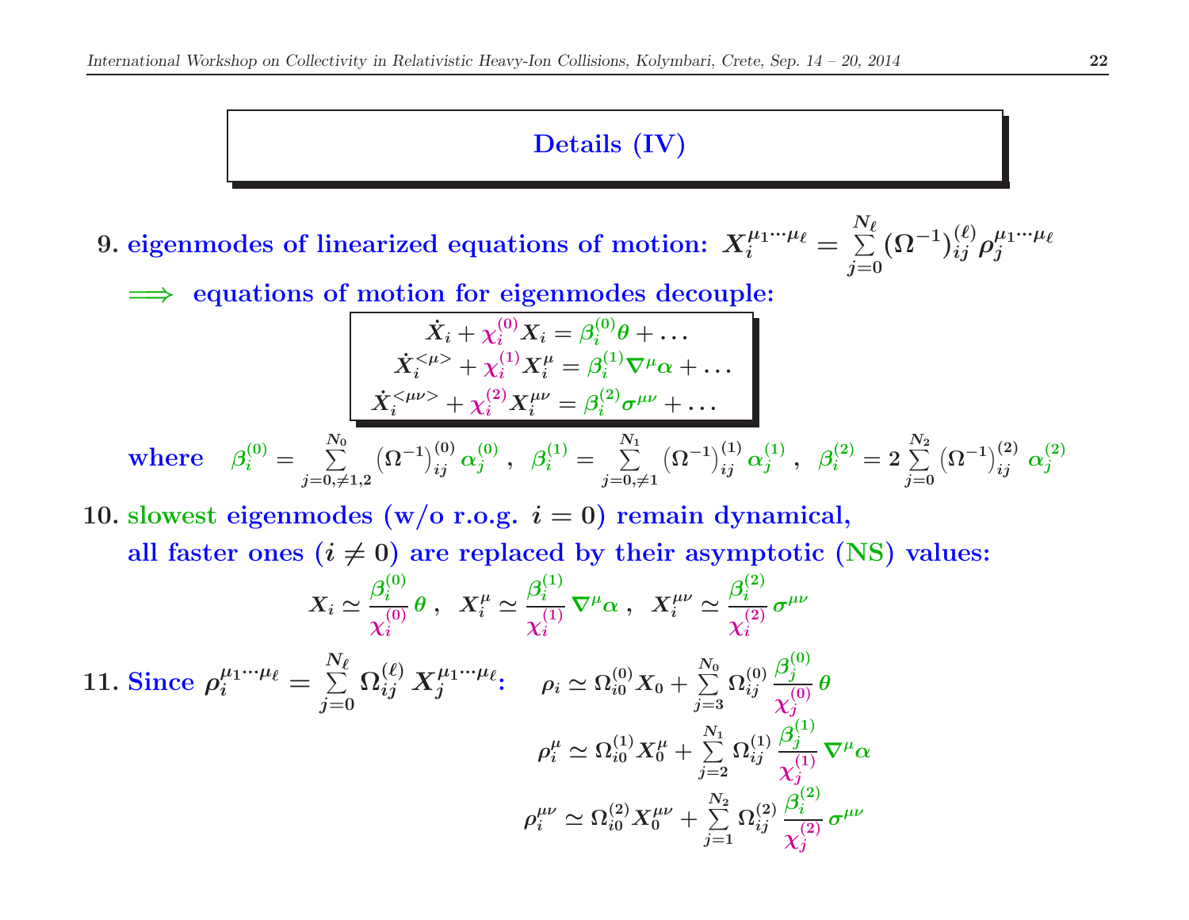# Details (IV)

**9. eigenmodes of linearized equations of motion:** $X_i^{\mu_1\cdots\mu_\ell} = \sum_{j=0}^{N_\ell} (\Omega^{-1})_{ij}^{(\ell)} \rho_j^{\mu_1\cdots\mu_\ell}$

$\Longrightarrow$ **equations of motion for eigenmodes decouple:**

$$
\begin{aligned}
\dot{X}_i + \chi_i^{(0)} X_i &= \beta_i^{(0)} \theta + \ldots \\
\dot{X}_i^{<\mu>} + \chi_i^{(1)} X_i^{\mu} &= \beta_i^{(1)} \nabla^\mu \alpha + \ldots \\
\dot{X}_i^{<\mu\nu>} + \chi_i^{(2)} X_i^{\mu\nu} &= \beta_i^{(2)} \sigma^{\mu\nu} + \ldots
\end{aligned}
$$

**where** $\beta_i^{(0)} = \sum_{j=0,\neq 1,2}^{N_0} \left(\Omega^{-1}\right)_{ij}^{(0)} \alpha_j^{(0)}$ , $\beta_i^{(1)} = \sum_{j=0,\neq 1}^{N_1} \left(\Omega^{-1}\right)_{ij}^{(1)} \alpha_j^{(1)}$ , $\beta_i^{(2)} = 2\sum_{j=0}^{N_2} \left(\Omega^{-1}\right)_{ij}^{(2)} \alpha_j^{(2)}$

**10. slowest eigenmodes (w/o r.o.g. $i = 0$) remain dynamical,**
**all faster ones ($i \neq 0$) are replaced by their asymptotic (NS) values:**

$$
X_i \simeq \frac{\beta_i^{(0)}}{\chi_i^{(0)}} \theta \,, \quad X_i^{\mu} \simeq \frac{\beta_i^{(1)}}{\chi_i^{(1)}} \nabla^\mu \alpha \,, \quad X_i^{\mu\nu} \simeq \frac{\beta_i^{(2)}}{\chi_i^{(2)}} \sigma^{\mu\nu}
$$

**11. Since** $\rho_i^{\mu_1\cdots\mu_\ell} = \sum_{j=0}^{N_\ell} \Omega_{ij}^{(\ell)} X_j^{\mu_1\cdots\mu_\ell}$**:**

$$
\begin{aligned}
\rho_i &\simeq \Omega_{i0}^{(0)} X_0 + \sum_{j=3}^{N_0} \Omega_{ij}^{(0)} \frac{\beta_j^{(0)}}{\chi_j^{(0)}} \theta \\
\rho_i^{\mu} &\simeq \Omega_{i0}^{(1)} X_0^{\mu} + \sum_{j=2}^{N_1} \Omega_{ij}^{(1)} \frac{\beta_j^{(1)}}{\chi_j^{(1)}} \nabla^\mu \alpha \\
\rho_i^{\mu\nu} &\simeq \Omega_{i0}^{(2)} X_0^{\mu\nu} + \sum_{j=1}^{N_2} \Omega_{ij}^{(2)} \frac{\beta_i^{(2)}}{\chi_j^{(2)}} \sigma^{\mu\nu}
\end{aligned}
$$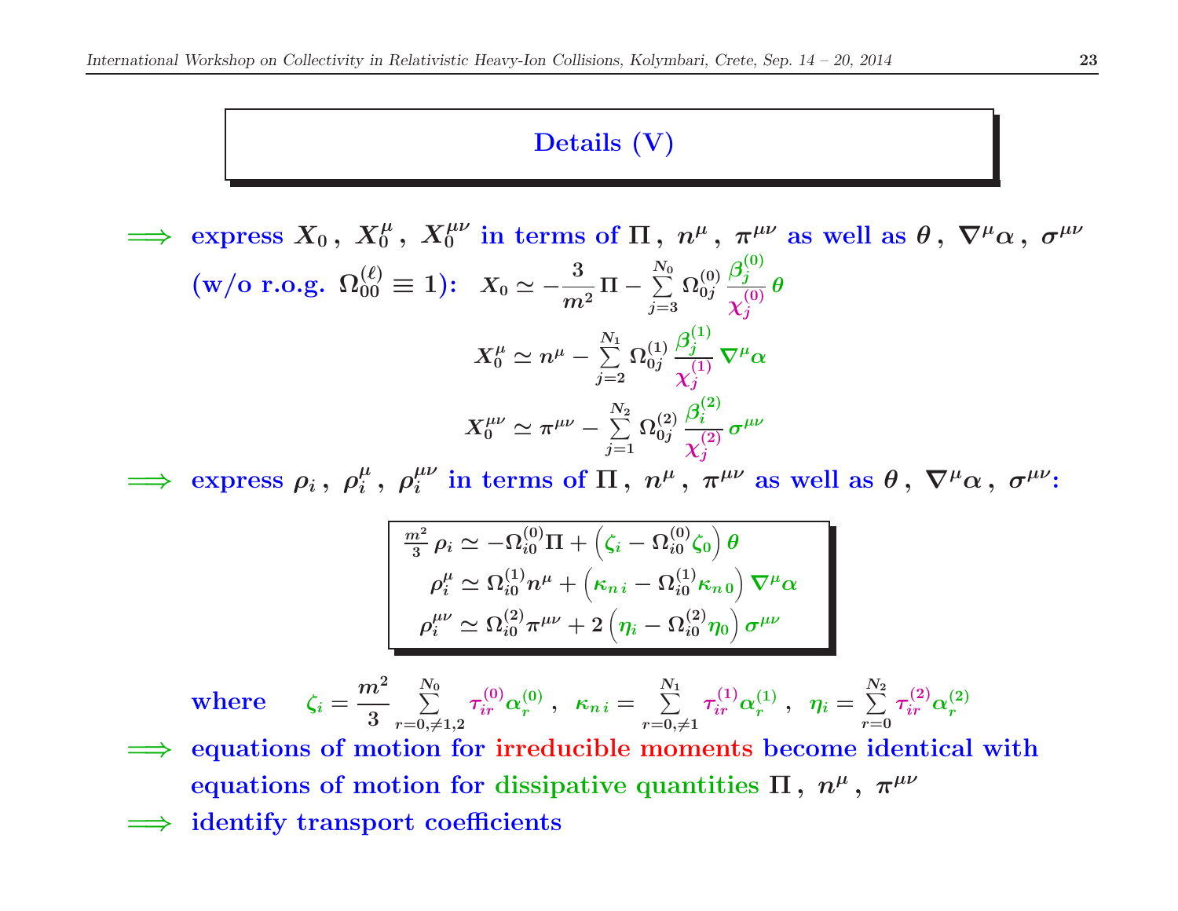## Details (V)

$\Longrightarrow$ **express $X_0\,,\ X_0^\mu\,,\ X_0^{\mu\nu}$ in terms of $\Pi\,,\ n^\mu\,,\ \pi^{\mu\nu}$ as well as $\theta\,,\ \nabla^\mu\alpha\,,\ \sigma^{\mu\nu}$**

**(w/o r.o.g. $\Omega_{00}^{(\ell)} \equiv 1$):**

$$X_0 \simeq -\frac{3}{m^2}\,\Pi - \sum_{j=3}^{N_0} \Omega_{0j}^{(0)}\,\frac{\beta_j^{(0)}}{\chi_j^{(0)}}\,\theta$$

$$X_0^\mu \simeq n^\mu - \sum_{j=2}^{N_1} \Omega_{0j}^{(1)}\,\frac{\beta_j^{(1)}}{\chi_j^{(1)}}\,\nabla^\mu\alpha$$

$$X_0^{\mu\nu} \simeq \pi^{\mu\nu} - \sum_{j=1}^{N_2} \Omega_{0j}^{(2)}\,\frac{\beta_i^{(2)}}{\chi_j^{(2)}}\,\sigma^{\mu\nu}$$

$\Longrightarrow$ **express $\rho_i\,,\ \rho_i^\mu\,,\ \rho_i^{\mu\nu}$ in terms of $\Pi\,,\ n^\mu\,,\ \pi^{\mu\nu}$ as well as $\theta\,,\ \nabla^\mu\alpha\,,\ \sigma^{\mu\nu}$:**

$$\frac{m^2}{3}\,\rho_i \simeq -\Omega_{i0}^{(0)}\Pi + \left(\zeta_i - \Omega_{i0}^{(0)}\zeta_0\right)\theta$$

$$\rho_i^\mu \simeq \Omega_{i0}^{(1)} n^\mu + \left(\kappa_{n\,i} - \Omega_{i0}^{(1)}\kappa_{n\,0}\right)\nabla^\mu\alpha$$

$$\rho_i^{\mu\nu} \simeq \Omega_{i0}^{(2)}\pi^{\mu\nu} + 2\left(\eta_i - \Omega_{i0}^{(2)}\eta_0\right)\sigma^{\mu\nu}$$

**where** $\quad \zeta_i = \dfrac{m^2}{3}\displaystyle\sum_{r=0,\neq 1,2}^{N_0} \tau_{ir}^{(0)}\alpha_r^{(0)}\,,\ \ \kappa_{n\,i} = \displaystyle\sum_{r=0,\neq 1}^{N_1} \tau_{ir}^{(1)}\alpha_r^{(1)}\,,\ \ \eta_i = \displaystyle\sum_{r=0}^{N_2} \tau_{ir}^{(2)}\alpha_r^{(2)}$

$\Longrightarrow$ **equations of motion for irreducible moments become identical with equations of motion for dissipative quantities $\Pi\,,\ n^\mu\,,\ \pi^{\mu\nu}$**

$\Longrightarrow$ **identify transport coefficients**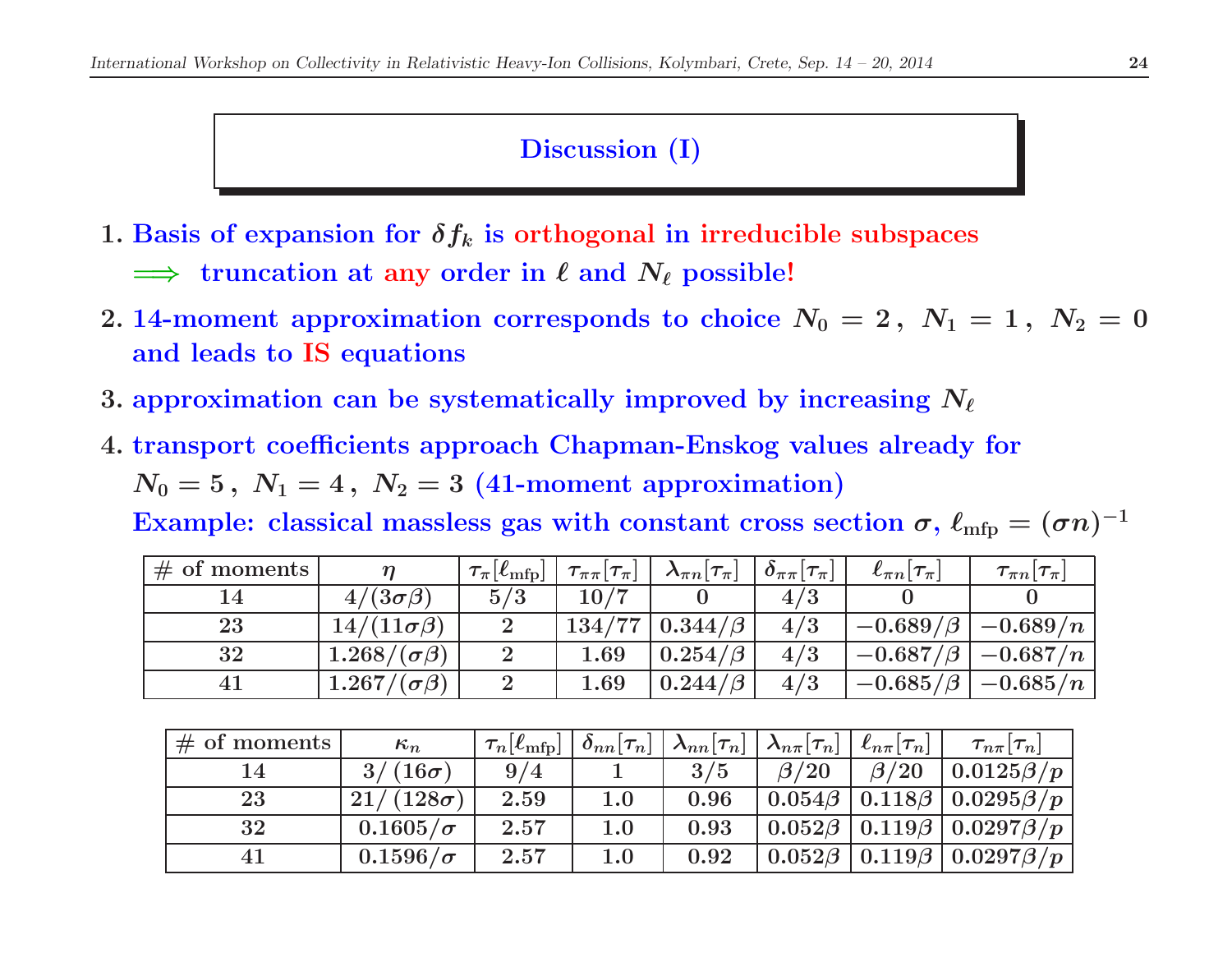## Discussion (I)

1. Basis of expansion for $\delta f_k$ is orthogonal in irreducible subspaces
   $\Longrightarrow$ truncation at any order in $\ell$ and $N_\ell$ possible!
2. 14-moment approximation corresponds to choice $N_0 = 2\,,\; N_1 = 1\,,\; N_2 = 0$ and leads to IS equations
3. approximation can be systematically improved by increasing $N_\ell$
4. transport coefficients approach Chapman-Enskog values already for $N_0 = 5\,,\; N_1 = 4\,,\; N_2 = 3$ (41-moment approximation)
   Example: classical massless gas with constant cross section $\sigma$, $\ell_{\rm mfp} = (\sigma n)^{-1}$

| # of moments | $\eta$ | $\tau_\pi[\ell_{\rm mfp}]$ | $\tau_{\pi\pi}[\tau_\pi]$ | $\lambda_{\pi n}[\tau_\pi]$ | $\delta_{\pi\pi}[\tau_\pi]$ | $\ell_{\pi n}[\tau_\pi]$ | $\tau_{\pi n}[\tau_\pi]$ |
|---|---|---|---|---|---|---|---|
| 14 | $4/(3\sigma\beta)$ | $5/3$ | $10/7$ | $0$ | $4/3$ | $0$ | $0$ |
| 23 | $14/(11\sigma\beta)$ | $2$ | $134/77$ | $0.344/\beta$ | $4/3$ | $-0.689/\beta$ | $-0.689/n$ |
| 32 | $1.268/(\sigma\beta)$ | $2$ | $1.69$ | $0.254/\beta$ | $4/3$ | $-0.687/\beta$ | $-0.687/n$ |
| 41 | $1.267/(\sigma\beta)$ | $2$ | $1.69$ | $0.244/\beta$ | $4/3$ | $-0.685/\beta$ | $-0.685/n$ |

| # of moments | $\kappa_n$ | $\tau_n[\ell_{\rm mfp}]$ | $\delta_{nn}[\tau_n]$ | $\lambda_{nn}[\tau_n]$ | $\lambda_{n\pi}[\tau_n]$ | $\ell_{n\pi}[\tau_n]$ | $\tau_{n\pi}[\tau_n]$ |
|---|---|---|---|---|---|---|---|
| 14 | $3/(16\sigma)$ | $9/4$ | $1$ | $3/5$ | $\beta/20$ | $\beta/20$ | $0.0125\beta/p$ |
| 23 | $21/(128\sigma)$ | $2.59$ | $1.0$ | $0.96$ | $0.054\beta$ | $0.118\beta$ | $0.0295\beta/p$ |
| 32 | $0.1605/\sigma$ | $2.57$ | $1.0$ | $0.93$ | $0.052\beta$ | $0.119\beta$ | $0.0297\beta/p$ |
| 41 | $0.1596/\sigma$ | $2.57$ | $1.0$ | $0.92$ | $0.052\beta$ | $0.119\beta$ | $0.0297\beta/p$ |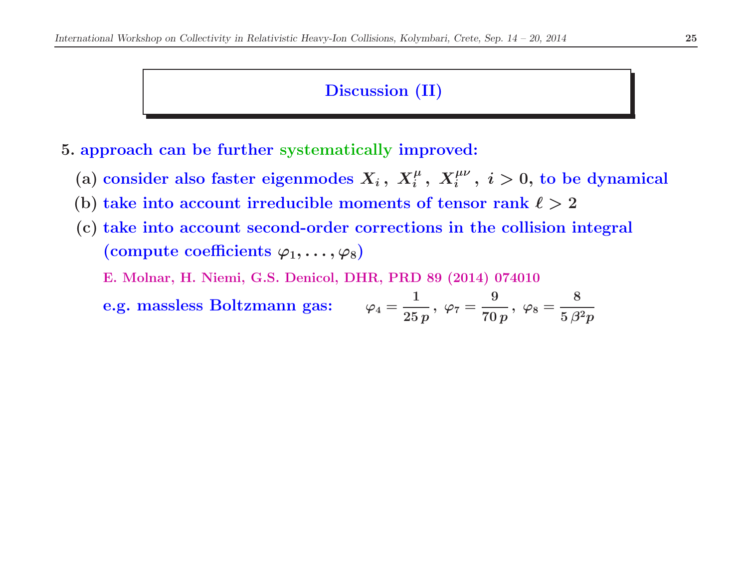## Discussion (II)

5. approach can be further systematically improved:

   (a) consider also faster eigenmodes $X_i\,,\ X_i^{\mu}\,,\ X_i^{\mu\nu}\,,\ i > 0$, to be dynamical

   (b) take into account irreducible moments of tensor rank $\ell > 2$

   (c) take into account second-order corrections in the collision integral (compute coefficients $\varphi_1, \ldots, \varphi_8$)

   E. Molnar, H. Niemi, G.S. Denicol, DHR, PRD 89 (2014) 074010

   e.g. massless Boltzmann gas: $\varphi_4 = \dfrac{1}{25\,p}\,,\ \varphi_7 = \dfrac{9}{70\,p}\,,\ \varphi_8 = \dfrac{8}{5\,\beta^2 p}$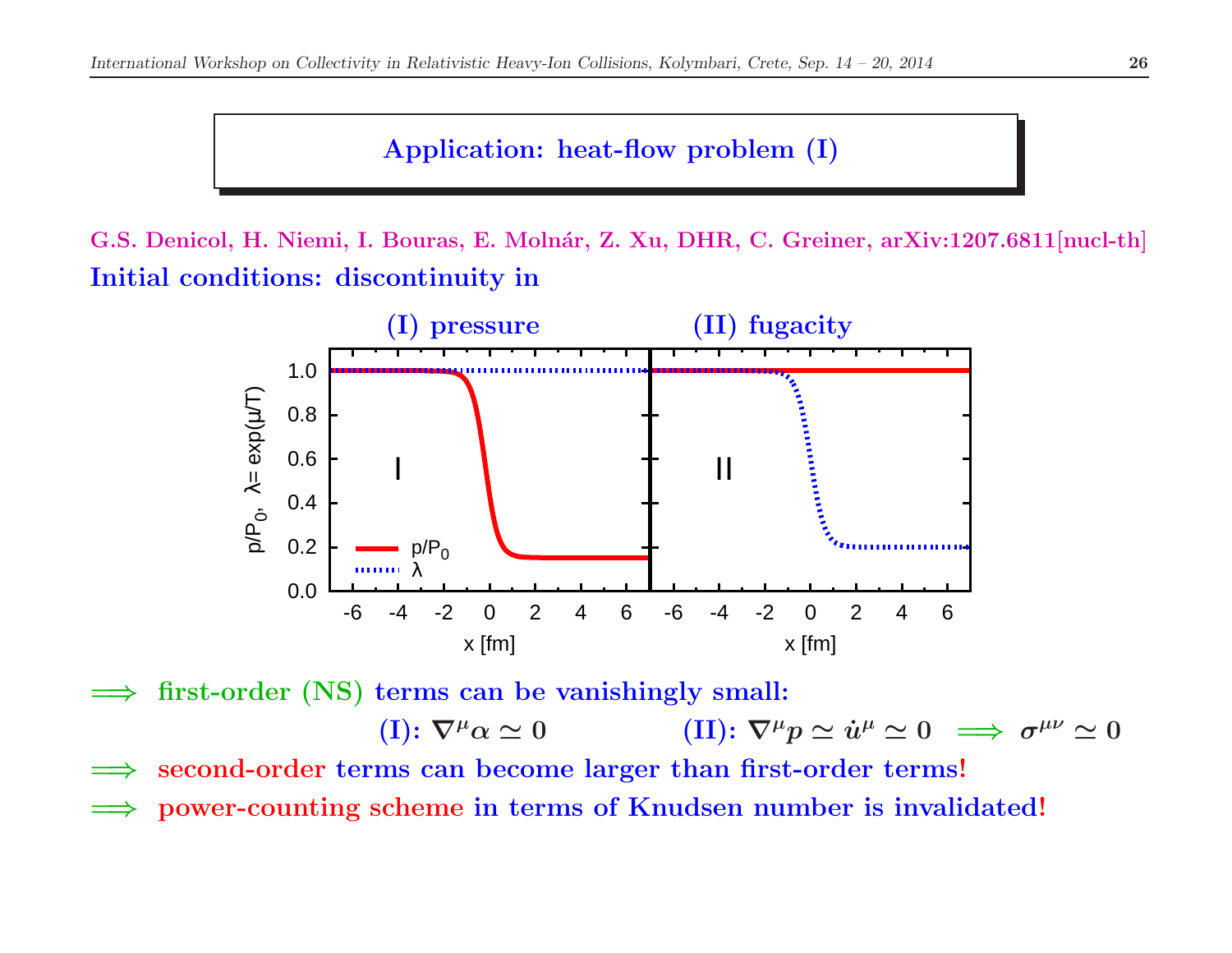## Application: heat-flow problem (I)

G.S. Denicol, H. Niemi, I. Bouras, E. Molnár, Z. Xu, DHR, C. Greiner, arXiv:1207.6811[nucl-th]

**Initial conditions: discontinuity in**

(I) pressure (II) fugacity

$\Longrightarrow$ **first-order (NS) terms can be vanishingly small:**

(I): $\nabla^\mu \alpha \simeq 0$ (II): $\nabla^\mu p \simeq \dot{u}^\mu \simeq 0 \implies \sigma^{\mu\nu} \simeq 0$

$\Longrightarrow$ **second-order terms can become larger than first-order terms!**

$\Longrightarrow$ **power-counting scheme in terms of Knudsen number is invalidated!**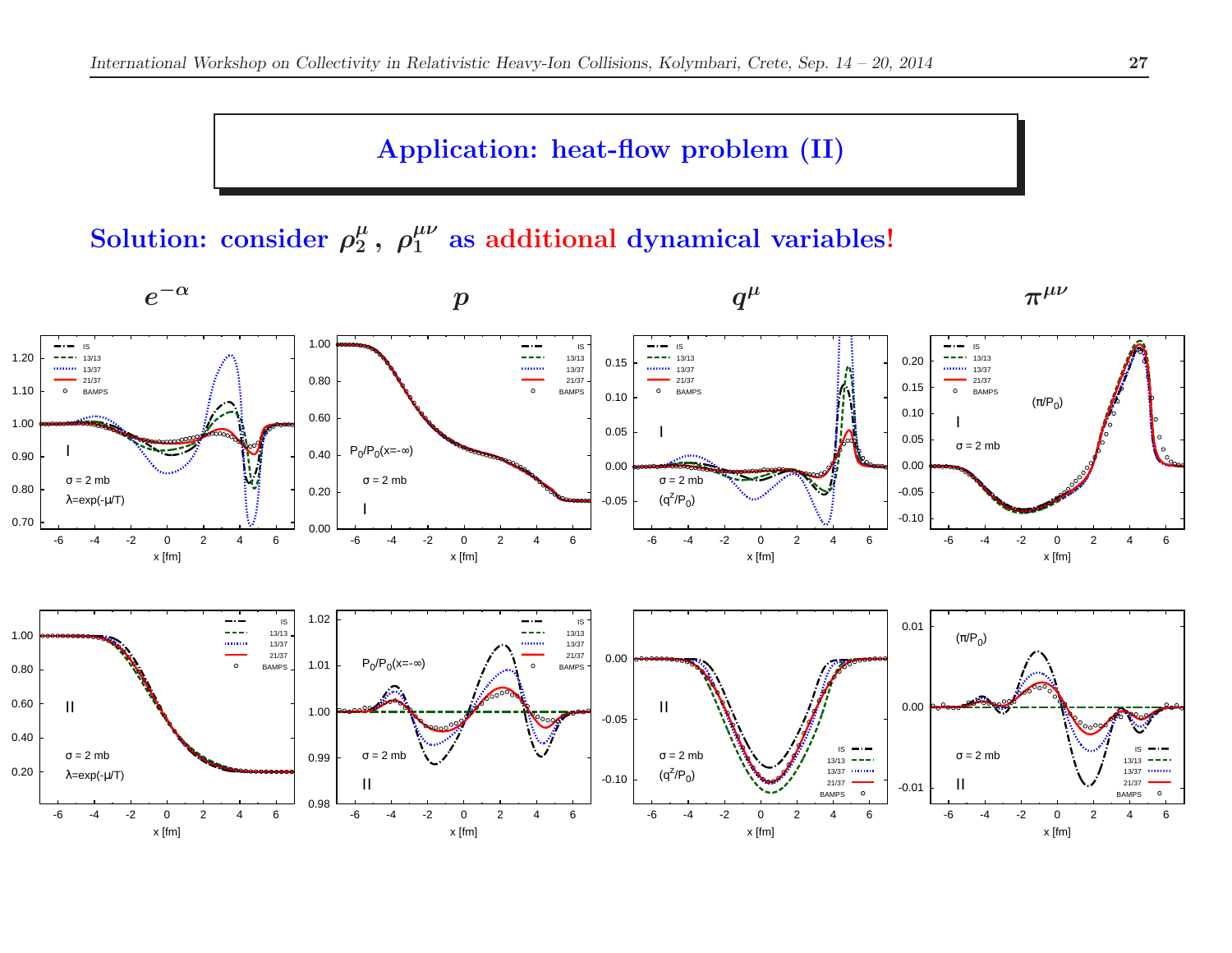# Application: heat-flow problem (II)

**Solution: consider $\rho_2^\mu$ , $\rho_1^{\mu\nu}$ as additional dynamical variables!**

$e^{-\alpha}$ $\quad p \quad q^\mu \quad \pi^{\mu\nu}$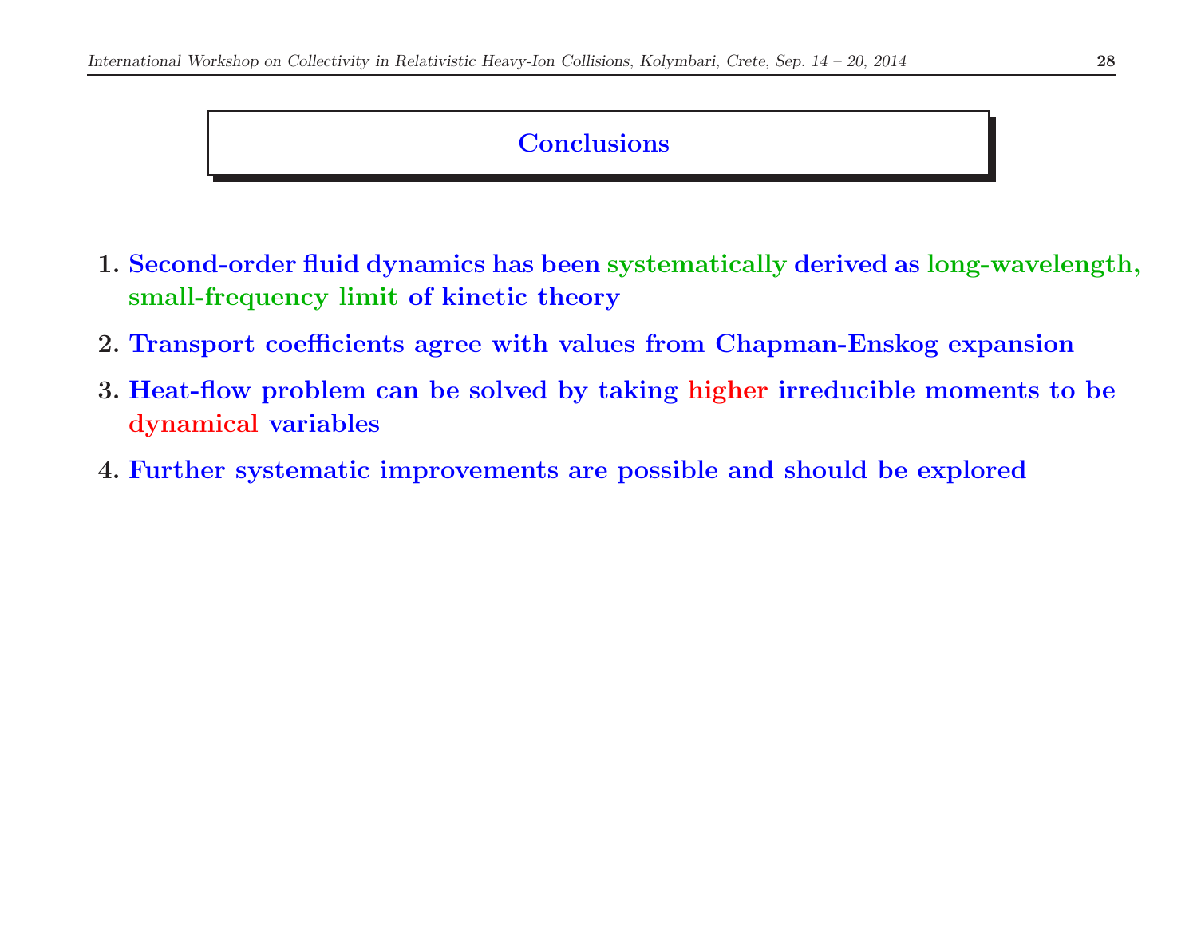# Conclusions

1. **Second-order fluid dynamics has been systematically derived as long-wavelength, small-frequency limit of kinetic theory**
2. **Transport coefficients agree with values from Chapman-Enskog expansion**
3. **Heat-flow problem can be solved by taking higher irreducible moments to be dynamical variables**
4. **Further systematic improvements are possible and should be explored**